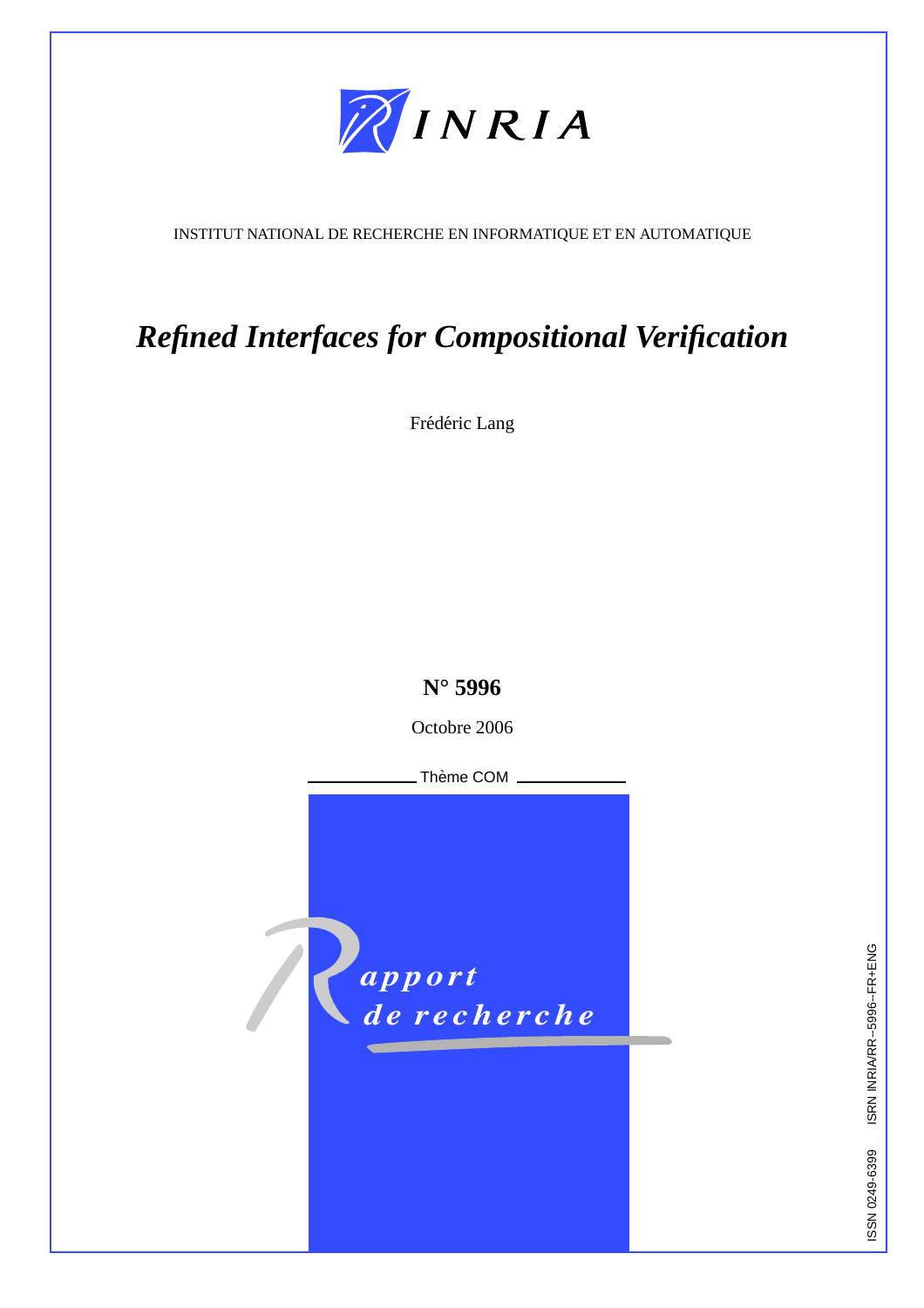INRIA

INSTITUT NATIONAL DE RECHERCHE EN INFORMATIQUE ET EN AUTOMATIQUE

# *Refined Interfaces for Compositional Verification*

Frédéric Lang

**N° 5996**

Octobre 2006

Thème COM

Rapport de recherche

ISSN 0249-6399 ISRN INRIA/RR--5996--FR+ENG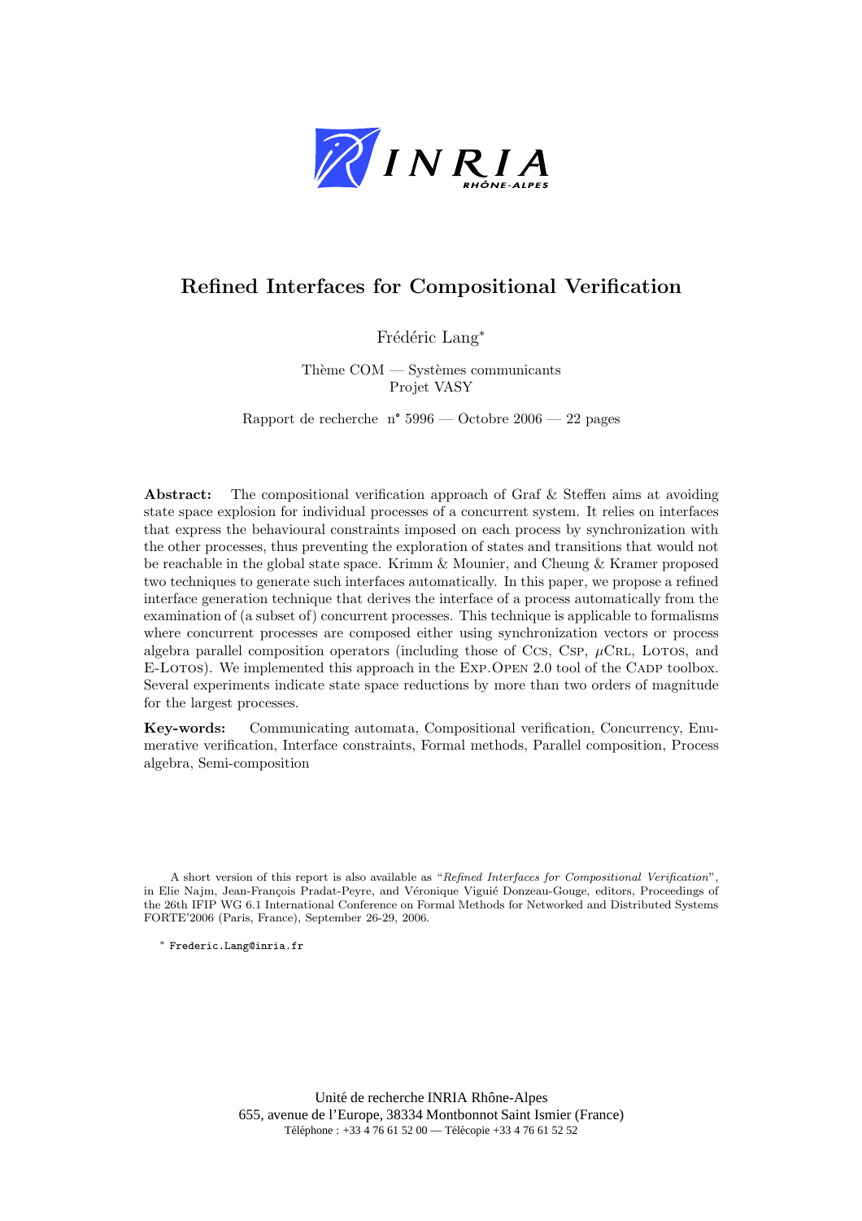# Refined Interfaces for Compositional Verification

Frédéric Lang*

Thème COM — Systèmes communicants
Projet VASY

Rapport de recherche n° 5996 — Octobre 2006 — 22 pages

**Abstract:** The compositional verification approach of Graf & Steffen aims at avoiding state space explosion for individual processes of a concurrent system. It relies on interfaces that express the behavioural constraints imposed on each process by synchronization with the other processes, thus preventing the exploration of states and transitions that would not be reachable in the global state space. Krimm & Mounier, and Cheung & Kramer proposed two techniques to generate such interfaces automatically. In this paper, we propose a refined interface generation technique that derives the interface of a process automatically from the examination of (a subset of) concurrent processes. This technique is applicable to formalisms where concurrent processes are composed either using synchronization vectors or process algebra parallel composition operators (including those of CCS, CSP, $\mu$CRL, LOTOS, and E-LOTOS). We implemented this approach in the EXP.OPEN 2.0 tool of the CADP toolbox. Several experiments indicate state space reductions by more than two orders of magnitude for the largest processes.

**Key-words:** Communicating automata, Compositional verification, Concurrency, Enumerative verification, Interface constraints, Formal methods, Parallel composition, Process algebra, Semi-composition

A short version of this report is also available as "*Refined Interfaces for Compositional Verification*", in Elie Najm, Jean-François Pradat-Peyre, and Véronique Viguié Donzeau-Gouge, editors, Proceedings of the 26th IFIP WG 6.1 International Conference on Formal Methods for Networked and Distributed Systems FORTE'2006 (Paris, France), September 26-29, 2006.

* Frederic.Lang@inria.fr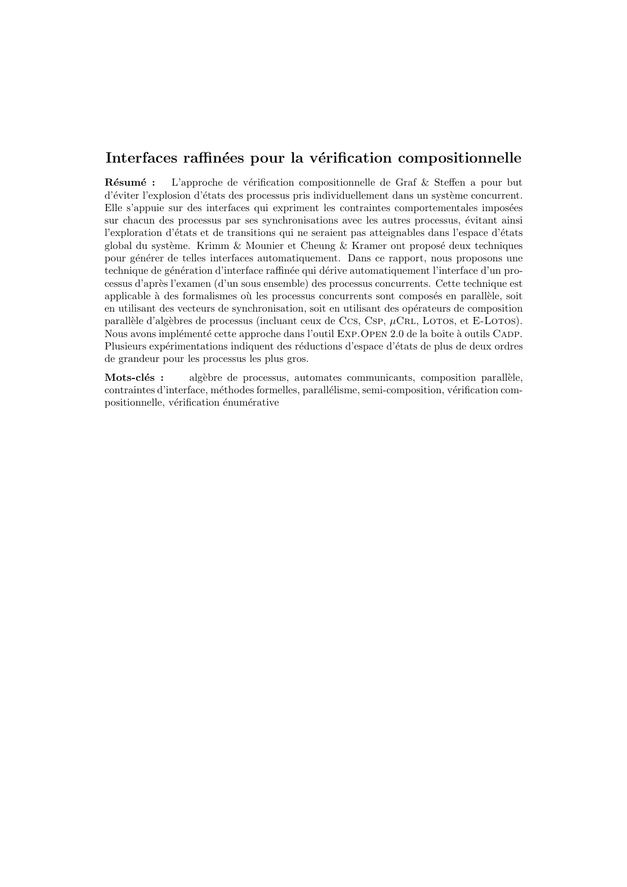# Interfaces raffinées pour la vérification compositionnelle

**Résumé :** L'approche de vérification compositionnelle de Graf & Steffen a pour but d'éviter l'explosion d'états des processus pris individuellement dans un système concurrent. Elle s'appuie sur des interfaces qui expriment les contraintes comportementales imposées sur chacun des processus par ses synchronisations avec les autres processus, évitant ainsi l'exploration d'états et de transitions qui ne seraient pas atteignables dans l'espace d'états global du système. Krimm & Mounier et Cheung & Kramer ont proposé deux techniques pour générer de telles interfaces automatiquement. Dans ce rapport, nous proposons une technique de génération d'interface raffinée qui dérive automatiquement l'interface d'un processus d'après l'examen (d'un sous ensemble) des processus concurrents. Cette technique est applicable à des formalismes où les processus concurrents sont composés en parallèle, soit en utilisant des vecteurs de synchronisation, soit en utilisant des opérateurs de composition parallèle d'algèbres de processus (incluant ceux de Ccs, Csp, $\mu$Crl, Lotos, et E-Lotos). Nous avons implémenté cette approche dans l'outil Exp.Open 2.0 de la boîte à outils Cadp. Plusieurs expérimentations indiquent des réductions d'espace d'états de plus de deux ordres de grandeur pour les processus les plus gros.

**Mots-clés :** algèbre de processus, automates communicants, composition parallèle, contraintes d'interface, méthodes formelles, parallélisme, semi-composition, vérification compositionnelle, vérification énumérative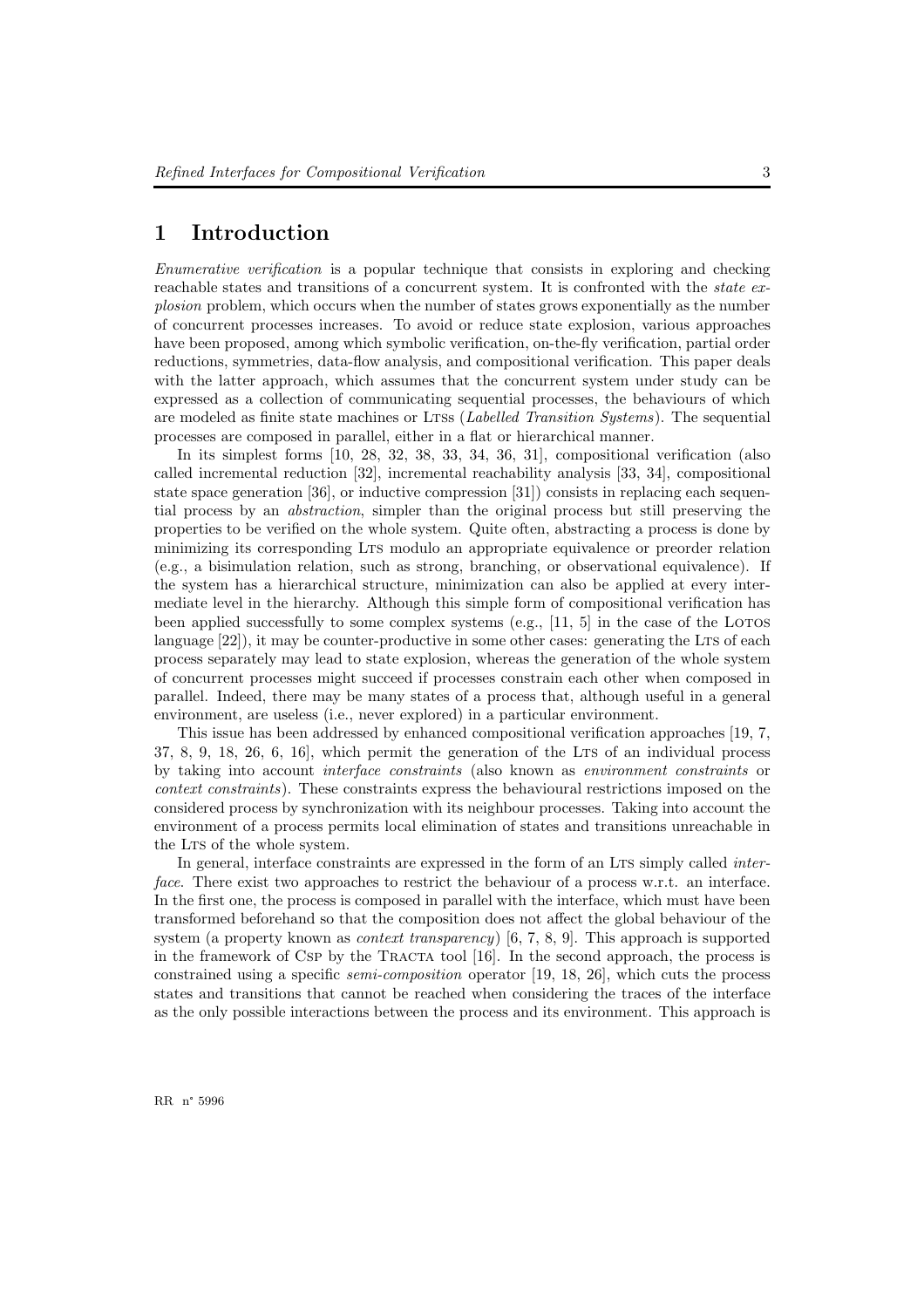# 1 Introduction

*Enumerative verification* is a popular technique that consists in exploring and checking reachable states and transitions of a concurrent system. It is confronted with the *state explosion* problem, which occurs when the number of states grows exponentially as the number of concurrent processes increases. To avoid or reduce state explosion, various approaches have been proposed, among which symbolic verification, on-the-fly verification, partial order reductions, symmetries, data-flow analysis, and compositional verification. This paper deals with the latter approach, which assumes that the concurrent system under study can be expressed as a collection of communicating sequential processes, the behaviours of which are modeled as finite state machines or LTSs (*Labelled Transition Systems*). The sequential processes are composed in parallel, either in a flat or hierarchical manner.

In its simplest forms [10, 28, 32, 38, 33, 34, 36, 31], compositional verification (also called incremental reduction [32], incremental reachability analysis [33, 34], compositional state space generation [36], or inductive compression [31]) consists in replacing each sequential process by an *abstraction*, simpler than the original process but still preserving the properties to be verified on the whole system. Quite often, abstracting a process is done by minimizing its corresponding LTS modulo an appropriate equivalence or preorder relation (e.g., a bisimulation relation, such as strong, branching, or observational equivalence). If the system has a hierarchical structure, minimization can also be applied at every intermediate level in the hierarchy. Although this simple form of compositional verification has been applied successfully to some complex systems (e.g., [11, 5] in the case of the LOTOS language [22]), it may be counter-productive in some other cases: generating the LTS of each process separately may lead to state explosion, whereas the generation of the whole system of concurrent processes might succeed if processes constrain each other when composed in parallel. Indeed, there may be many states of a process that, although useful in a general environment, are useless (i.e., never explored) in a particular environment.

This issue has been addressed by enhanced compositional verification approaches [19, 7, 37, 8, 9, 18, 26, 6, 16], which permit the generation of the LTS of an individual process by taking into account *interface constraints* (also known as *environment constraints* or *context constraints*). These constraints express the behavioural restrictions imposed on the considered process by synchronization with its neighbour processes. Taking into account the environment of a process permits local elimination of states and transitions unreachable in the LTS of the whole system.

In general, interface constraints are expressed in the form of an LTS simply called *interface*. There exist two approaches to restrict the behaviour of a process w.r.t. an interface. In the first one, the process is composed in parallel with the interface, which must have been transformed beforehand so that the composition does not affect the global behaviour of the system (a property known as *context transparency*) [6, 7, 8, 9]. This approach is supported in the framework of CSP by the TRACTA tool [16]. In the second approach, the process is constrained using a specific *semi-composition* operator [19, 18, 26], which cuts the process states and transitions that cannot be reached when considering the traces of the interface as the only possible interactions between the process and its environment. This approach is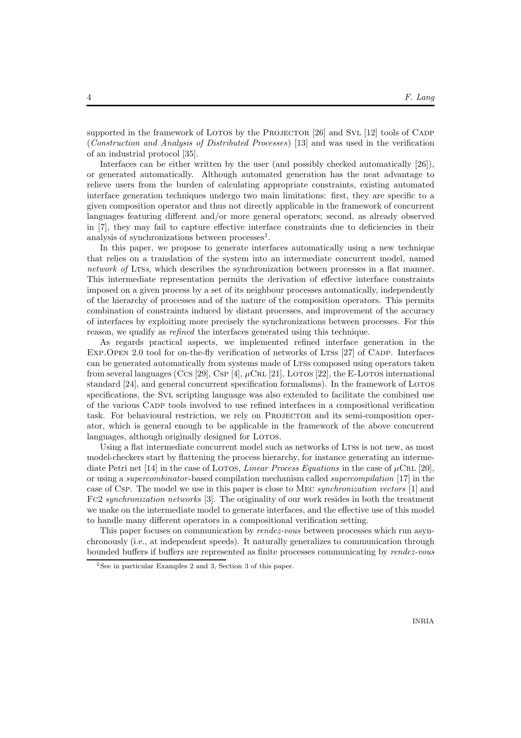supported in the framework of Lotos by the Projector [26] and Svl [12] tools of Cadp (*Construction and Analysis of Distributed Processes*) [13] and was used in the verification of an industrial protocol [35].

Interfaces can be either written by the user (and possibly checked automatically [26]), or generated automatically. Although automated generation has the neat advantage to relieve users from the burden of calculating appropriate constraints, existing automated interface generation techniques undergo two main limitations: first, they are specific to a given composition operator and thus not directly applicable in the framework of concurrent languages featuring different and/or more general operators; second, as already observed in [7], they may fail to capture effective interface constraints due to deficiencies in their analysis of synchronizations between processes[1].

In this paper, we propose to generate interfaces automatically using a new technique that relies on a translation of the system into an intermediate concurrent model, named *network of* Ltss, which describes the synchronization between processes in a flat manner. This intermediate representation permits the derivation of effective interface constraints imposed on a given process by a set of its neighbour processes automatically, independently of the hierarchy of processes and of the nature of the composition operators. This permits combination of constraints induced by distant processes, and improvement of the accuracy of interfaces by exploiting more precisely the synchronizations between processes. For this reason, we qualify as *refined* the interfaces generated using this technique.

As regards practical aspects, we implemented refined interface generation in the Exp.Open 2.0 tool for on-the-fly verification of networks of Ltss [27] of Cadp. Interfaces can be generated automatically from systems made of Ltss composed using operators taken from several languages (Ccs [29], Csp [4], $\mu$Crl [21], Lotos [22], the E-Lotos international standard [24], and general concurrent specification formalisms). In the framework of Lotos specifications, the Svl scripting language was also extended to facilitate the combined use of the various Cadp tools involved to use refined interfaces in a compositional verification task. For behavioural restriction, we rely on Projector and its semi-composition operator, which is general enough to be applicable in the framework of the above concurrent languages, although originally designed for Lotos.

Using a flat intermediate concurrent model such as networks of Ltss is not new, as most model-checkers start by flattening the process hierarchy, for instance generating an intermediate Petri net [14] in the case of Lotos, *Linear Process Equations* in the case of $\mu$Crl [20], or using a *supercombinator*-based compilation mechanism called *supercompilation* [17] in the case of Csp. The model we use in this paper is close to Mec *synchronization vectors* [1] and Fc2 *synchronization networks* [3]. The originality of our work resides in both the treatment we make on the intermediate model to generate interfaces, and the effective use of this model to handle many different operators in a compositional verification setting.

This paper focuses on communication by *rendez-vous* between processes which run asynchronously (i.e., at independent speeds). It naturally generalizes to communication through bounded buffers if buffers are represented as finite processes communicating by *rendez-vous*

[1] See in particular Examples 2 and 3, Section 3 of this paper.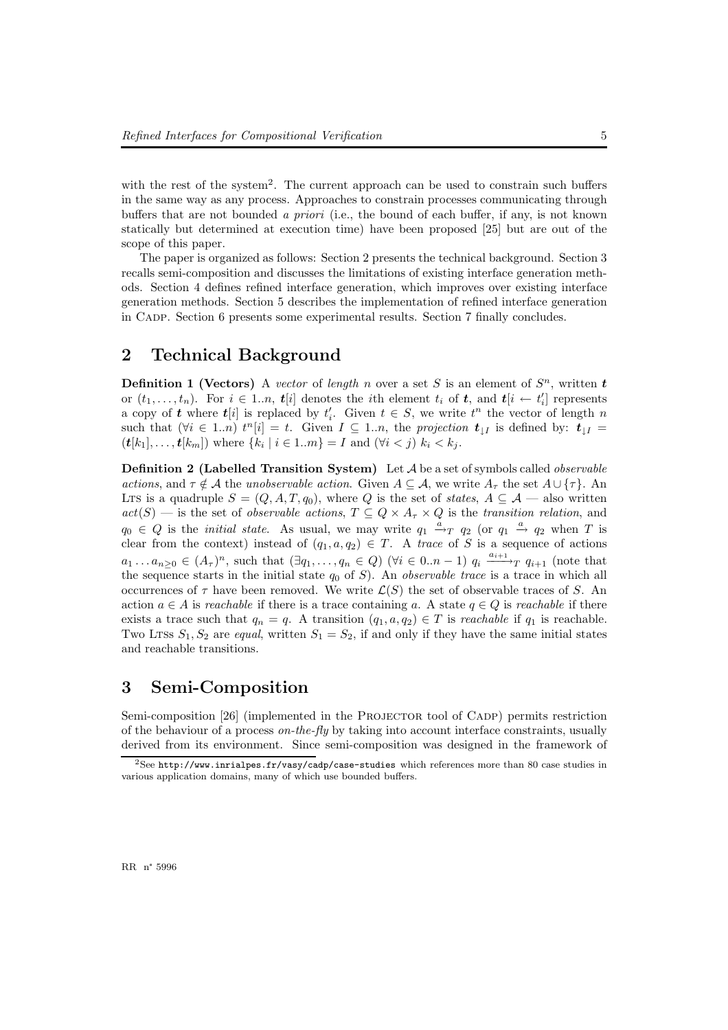with the rest of the system[2]. The current approach can be used to constrain such buffers in the same way as any process. Approaches to constrain processes communicating through buffers that are not bounded *a priori* (i.e., the bound of each buffer, if any, is not known statically but determined at execution time) have been proposed [25] but are out of the scope of this paper.

The paper is organized as follows: Section 2 presents the technical background. Section 3 recalls semi-composition and discusses the limitations of existing interface generation methods. Section 4 defines refined interface generation, which improves over existing interface generation methods. Section 5 describes the implementation of refined interface generation in Cadp. Section 6 presents some experimental results. Section 7 finally concludes.

## 2 Technical Background

**Definition 1 (Vectors)** A *vector* of *length* $n$ over a set $S$ is an element of $S^n$, written $\boldsymbol{t}$ or $(t_1, \ldots, t_n)$. For $i \in 1..n$, $\boldsymbol{t}[i]$ denotes the $i$th element $t_i$ of $\boldsymbol{t}$, and $\boldsymbol{t}[i \leftarrow t'_i]$ represents a copy of $\boldsymbol{t}$ where $\boldsymbol{t}[i]$ is replaced by $t'_i$. Given $t \in S$, we write $t^n$ the vector of length $n$ such that $(\forall i \in 1..n)\ t^n[i] = t$. Given $I \subseteq 1..n$, the *projection* $\boldsymbol{t}_{\downarrow I}$ is defined by: $\boldsymbol{t}_{\downarrow I} = (\boldsymbol{t}[k_1], \ldots, \boldsymbol{t}[k_m])$ where $\{k_i \mid i \in 1..m\} = I$ and $(\forall i < j)\ k_i < k_j$.

**Definition 2 (Labelled Transition System)** Let $\mathcal{A}$ be a set of symbols called *observable actions*, and $\tau \notin \mathcal{A}$ the *unobservable action*. Given $A \subseteq \mathcal{A}$, we write $A_\tau$ the set $A \cup \{\tau\}$. An Lts is a quadruple $S = (Q, A, T, q_0)$, where $Q$ is the set of *states*, $A \subseteq \mathcal{A}$ — also written $act(S)$ — is the set of *observable actions*, $T \subseteq Q \times A_\tau \times Q$ is the *transition relation*, and $q_0 \in Q$ is the *initial state*. As usual, we may write $q_1 \xrightarrow{a}_T q_2$ (or $q_1 \xrightarrow{a} q_2$ when $T$ is clear from the context) instead of $(q_1, a, q_2) \in T$. A *trace* of $S$ is a sequence of actions $a_1 \ldots a_{n \geq 0} \in (A_\tau)^n$, such that $(\exists q_1, \ldots, q_n \in Q)\ (\forall i \in 0..n-1)\ q_i \xrightarrow{a_{i+1}}_T q_{i+1}$ (note that the sequence starts in the initial state $q_0$ of $S$). An *observable trace* is a trace in which all occurrences of $\tau$ have been removed. We write $\mathcal{L}(S)$ the set of observable traces of $S$. An action $a \in A$ is *reachable* if there is a trace containing $a$. A state $q \in Q$ is *reachable* if there exists a trace such that $q_n = q$. A transition $(q_1, a, q_2) \in T$ is *reachable* if $q_1$ is reachable. Two Ltss $S_1, S_2$ are *equal*, written $S_1 = S_2$, if and only if they have the same initial states and reachable transitions.

## 3 Semi-Composition

Semi-composition [26] (implemented in the Projector tool of Cadp) permits restriction of the behaviour of a process *on-the-fly* by taking into account interface constraints, usually derived from its environment. Since semi-composition was designed in the framework of

[2] See `http://www.inrialpes.fr/vasy/cadp/case-studies` which references more than 80 case studies in various application domains, many of which use bounded buffers.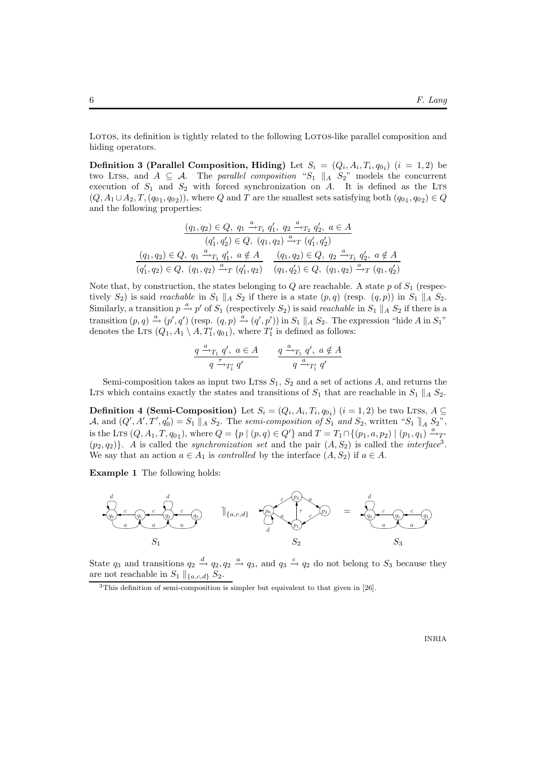LOTOS, its definition is tightly related to the following LOTOS-like parallel composition and hiding operators.

**Definition 3 (Parallel Composition, Hiding)** Let $S_i = (Q_i, A_i, T_i, q_{0_i})$ $(i = 1, 2)$ be two LTSs, and $A \subseteq \mathcal{A}$. The *parallel composition* "$S_1 \parallel_A S_2$" models the concurrent execution of $S_1$ and $S_2$ with forced synchronization on $A$. It is defined as the LTS $(Q, A_1 \cup A_2, T, (q_{0_1}, q_{0_2}))$, where $Q$ and $T$ are the smallest sets satisfying both $(q_{0_1}, q_{0_2}) \in Q$ and the following properties:

$$\frac{(q_1, q_2) \in Q,\ q_1 \xrightarrow{a}_{T_1} q_1',\ q_2 \xrightarrow{a}_{T_2} q_2',\ a \in A}{(q_1', q_2') \in Q,\ (q_1, q_2) \xrightarrow{a}_T (q_1', q_2')}$$

$$\frac{(q_1, q_2) \in Q,\ q_1 \xrightarrow{a}_{T_1} q_1',\ a \notin A}{(q_1', q_2) \in Q,\ (q_1, q_2) \xrightarrow{a}_T (q_1', q_2)} \qquad \frac{(q_1, q_2) \in Q,\ q_2 \xrightarrow{a}_{T_1} q_2',\ a \notin A}{(q_1, q_2') \in Q,\ (q_1, q_2) \xrightarrow{a}_T (q_1, q_2')}$$

Note that, by construction, the states belonging to $Q$ are reachable. A state $p$ of $S_1$ (respectively $S_2$) is said *reachable* in $S_1 \parallel_A S_2$ if there is a state $(p, q)$ (resp. $(q, p)$) in $S_1 \parallel_A S_2$. Similarly, a transition $p \xrightarrow{a} p'$ of $S_1$ (respectively $S_2$) is said *reachable* in $S_1 \parallel_A S_2$ if there is a transition $(p, q) \xrightarrow{a} (p', q')$ (resp. $(q, p) \xrightarrow{a} (q', p')$) in $S_1 \parallel_A S_2$. The expression "hide $A$ in $S_1$" denotes the LTS $(Q_1, A_1 \setminus A, T_1', q_{0_1})$, where $T_1'$ is defined as follows:

$$\frac{q \xrightarrow{a}_{T_1} q',\ a \in A}{q \xrightarrow{\tau}_{T_1'} q'} \qquad \frac{q \xrightarrow{a}_{T_1} q',\ a \notin A}{q \xrightarrow{a}_{T_1'} q'}$$

Semi-composition takes as input two LTSs $S_1$, $S_2$ and a set of actions $A$, and returns the LTS which contains exactly the states and transitions of $S_1$ that are reachable in $S_1 \parallel_A S_2$.

**Definition 4 (Semi-Composition)** Let $S_i = (Q_i, A_i, T_i, q_{0_i})$ $(i = 1, 2)$ be two LTSs, $A \subseteq \mathcal{A}$, and $(Q', A', T', q_0') = S_1 \parallel_A S_2$. The *semi-composition of $S_1$ and $S_2$*, written "$S_1 \rrbracket_A S_2$", is the LTS $(Q, A_1, T, q_{0_1})$, where $Q = \{p \mid (p, q) \in Q'\}$ and $T = T_1 \cap \{(p_1, a, p_2) \mid (p_1, q_1) \xrightarrow{a}_{T'} (p_2, q_2)\}$. $A$ is called the *synchronization set* and the pair $(A, S_2)$ is called the *interface*[3]. We say that an action $a \in A_1$ is *controlled* by the interface $(A, S_2)$ if $a \in A$.

**Example 1** The following holds:

$S_1 \rrbracket_{\{a,c,d\}} S_2 = S_3$

State $q_3$ and transitions $q_2 \xrightarrow{d} q_2, q_2 \xrightarrow{a} q_3$, and $q_3 \xrightarrow{c} q_2$ do not belong to $S_3$ because they are not reachable in $S_1 \parallel_{\{a,c,d\}} S_2$.

[3] This definition of semi-composition is simpler but equivalent to that given in [26].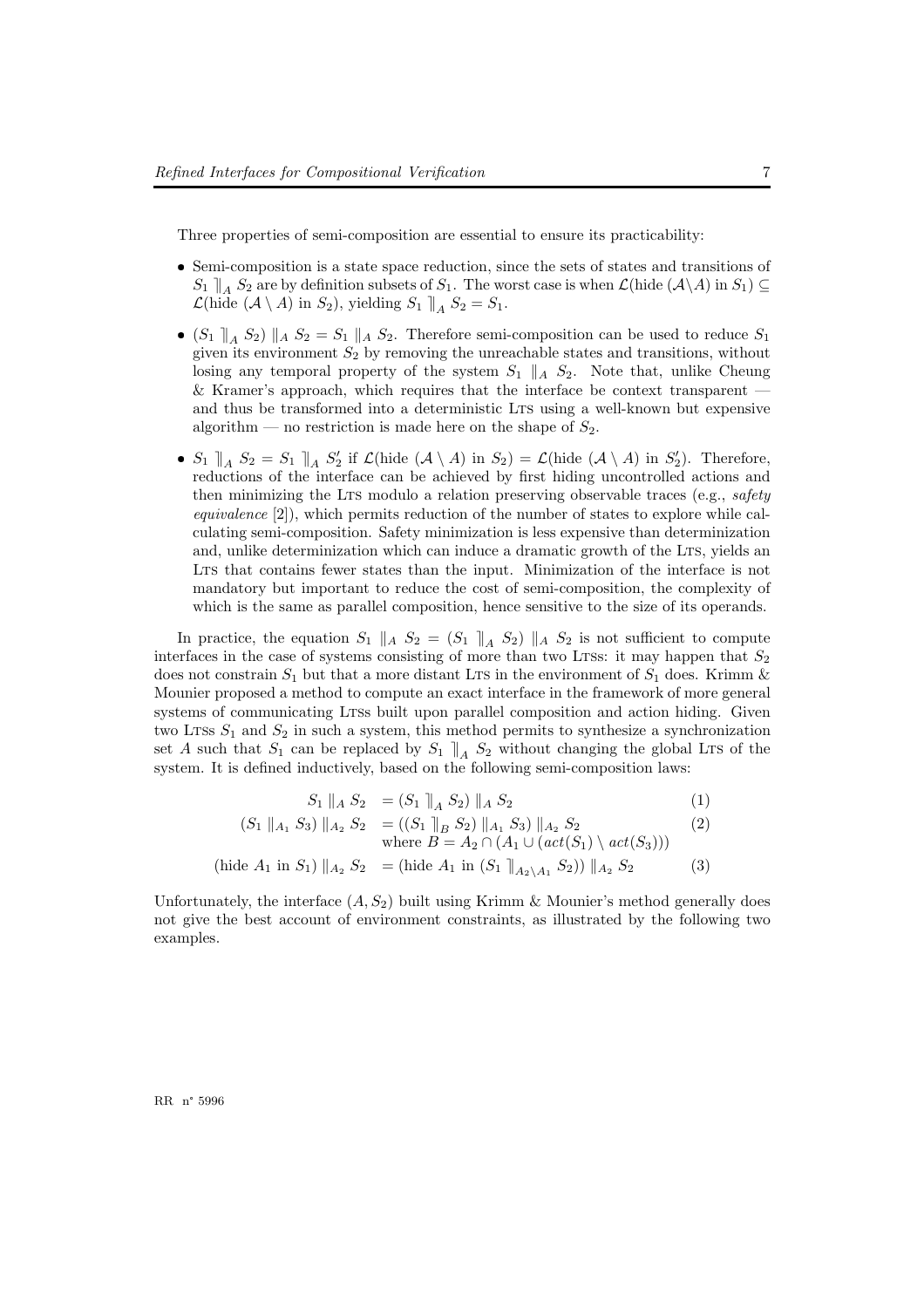Three properties of semi-composition are essential to ensure its practicability:

- Semi-composition is a state space reduction, since the sets of states and transitions of $S_1 \,]\!|_A\, S_2$ are by definition subsets of $S_1$. The worst case is when $\mathcal{L}(\text{hide } (\mathcal{A}\setminus A) \text{ in } S_1) \subseteq \mathcal{L}(\text{hide } (\mathcal{A} \setminus A) \text{ in } S_2)$, yielding $S_1 \,]\!|_A\, S_2 = S_1$.
- $(S_1 \,]\!|_A\, S_2) \,\|_A\, S_2 = S_1 \,\|_A\, S_2$. Therefore semi-composition can be used to reduce $S_1$ given its environment $S_2$ by removing the unreachable states and transitions, without losing any temporal property of the system $S_1 \,\|_A\, S_2$. Note that, unlike Cheung & Kramer's approach, which requires that the interface be context transparent — and thus be transformed into a deterministic LTS using a well-known but expensive algorithm — no restriction is made here on the shape of $S_2$.
- $S_1 \,]\!|_A\, S_2 = S_1 \,]\!|_A\, S_2'$ if $\mathcal{L}(\text{hide } (\mathcal{A} \setminus A) \text{ in } S_2) = \mathcal{L}(\text{hide } (\mathcal{A} \setminus A) \text{ in } S_2')$. Therefore, reductions of the interface can be achieved by first hiding uncontrolled actions and then minimizing the LTS modulo a relation preserving observable traces (e.g., *safety equivalence* [2]), which permits reduction of the number of states to explore while calculating semi-composition. Safety minimization is less expensive than determinization and, unlike determinization which can induce a dramatic growth of the LTS, yields an LTS that contains fewer states than the input. Minimization of the interface is not mandatory but important to reduce the cost of semi-composition, the complexity of which is the same as parallel composition, hence sensitive to the size of its operands.

In practice, the equation $S_1 \,\|_A\, S_2 = (S_1 \,]\!|_A\, S_2) \,\|_A\, S_2$ is not sufficient to compute interfaces in the case of systems consisting of more than two LTSs: it may happen that $S_2$ does not constrain $S_1$ but that a more distant LTS in the environment of $S_1$ does. Krimm & Mounier proposed a method to compute an exact interface in the framework of more general systems of communicating LTSs built upon parallel composition and action hiding. Given two LTSs $S_1$ and $S_2$ in such a system, this method permits to synthesize a synchronization set $A$ such that $S_1$ can be replaced by $S_1 \,]\!|_A\, S_2$ without changing the global LTS of the system. It is defined inductively, based on the following semi-composition laws:

$$
\begin{aligned}
S_1 \,\|_A\, S_2 \quad &= (S_1 \,]\!|_A\, S_2) \,\|_A\, S_2 && (1)\\
(S_1 \,\|_{A_1}\, S_3) \,\|_{A_2}\, S_2 \quad &= ((S_1 \,]\!|_B\, S_2) \,\|_{A_1}\, S_3) \,\|_{A_2}\, S_2 && (2)\\
&\quad \text{where } B = A_2 \cap (A_1 \cup (act(S_1) \setminus act(S_3))) &&\\
(\text{hide } A_1 \text{ in } S_1) \,\|_{A_2}\, S_2 \quad &= (\text{hide } A_1 \text{ in } (S_1 \,]\!|_{A_2 \setminus A_1}\, S_2)) \,\|_{A_2}\, S_2 && (3)
\end{aligned}
$$

Unfortunately, the interface $(A, S_2)$ built using Krimm & Mounier's method generally does not give the best account of environment constraints, as illustrated by the following two examples.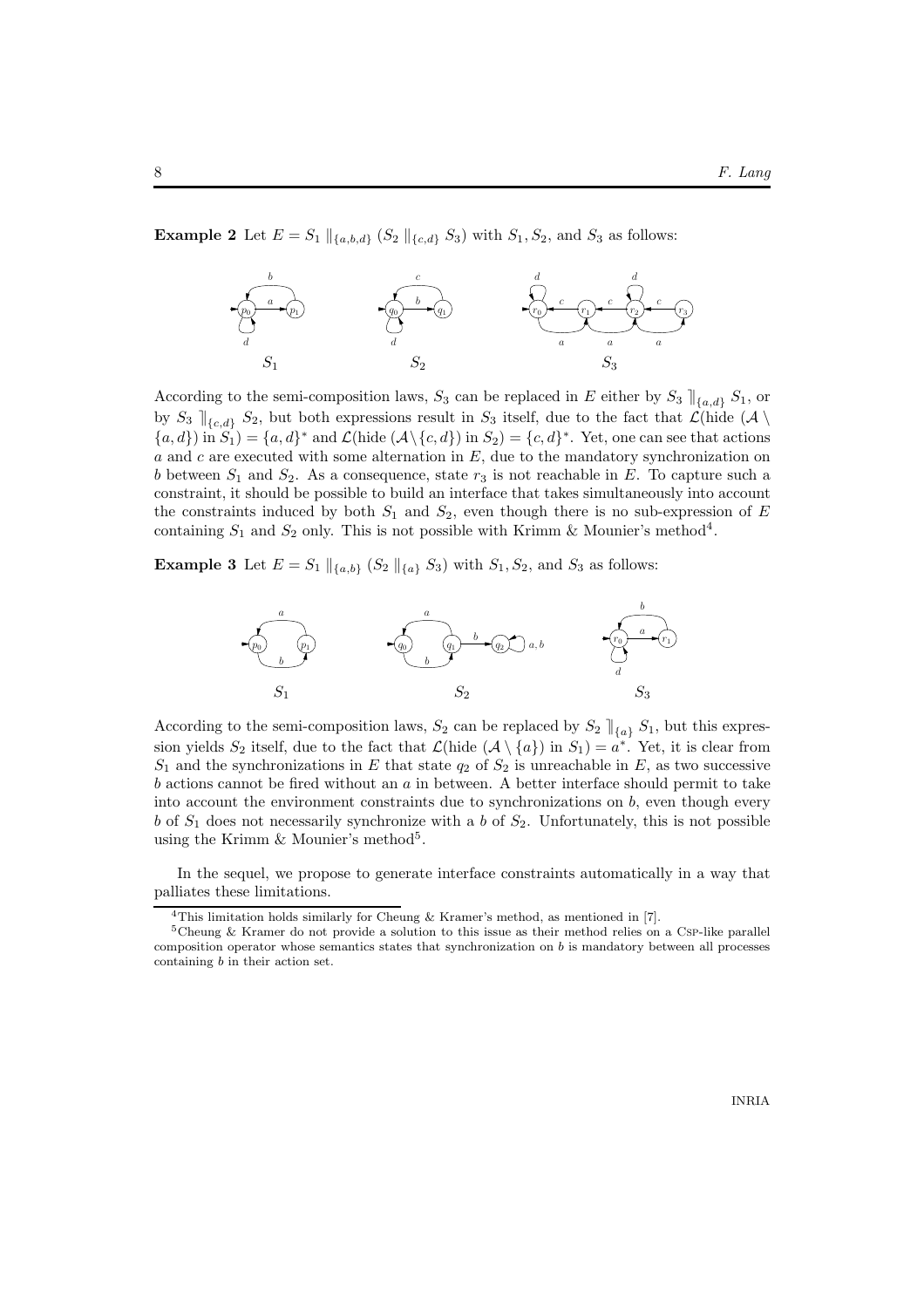**Example 2** Let $E = S_1 \parallel_{\{a,b,d\}} (S_2 \parallel_{\{c,d\}} S_3)$ with $S_1, S_2$, and $S_3$ as follows:

According to the semi-composition laws, $S_3$ can be replaced in $E$ either by $S_3 \rrbracket_{\{a,d\}} S_1$, or by $S_3 \rrbracket_{\{c,d\}} S_2$, but both expressions result in $S_3$ itself, due to the fact that $\mathcal{L}(\text{hide } (\mathcal{A} \setminus \{a,d\}) \text{ in } S_1) = \{a,d\}^*$ and $\mathcal{L}(\text{hide } (\mathcal{A} \setminus \{c,d\}) \text{ in } S_2) = \{c,d\}^*$. Yet, one can see that actions $a$ and $c$ are executed with some alternation in $E$, due to the mandatory synchronization on $b$ between $S_1$ and $S_2$. As a consequence, state $r_3$ is not reachable in $E$. To capture such a constraint, it should be possible to build an interface that takes simultaneously into account the constraints induced by both $S_1$ and $S_2$, even though there is no sub-expression of $E$ containing $S_1$ and $S_2$ only. This is not possible with Krimm & Mounier's method[4].

**Example 3** Let $E = S_1 \parallel_{\{a,b\}} (S_2 \parallel_{\{a\}} S_3)$ with $S_1, S_2$, and $S_3$ as follows:

According to the semi-composition laws, $S_2$ can be replaced by $S_2 \rrbracket_{\{a\}} S_1$, but this expression yields $S_2$ itself, due to the fact that $\mathcal{L}(\text{hide } (\mathcal{A} \setminus \{a\}) \text{ in } S_1) = a^*$. Yet, it is clear from $S_1$ and the synchronizations in $E$ that state $q_2$ of $S_2$ is unreachable in $E$, as two successive $b$ actions cannot be fired without an $a$ in between. A better interface should permit to take into account the environment constraints due to synchronizations on $b$, even though every $b$ of $S_1$ does not necessarily synchronize with a $b$ of $S_2$. Unfortunately, this is not possible using the Krimm & Mounier's method[5].

In the sequel, we propose to generate interface constraints automatically in a way that palliates these limitations.

---

[4] This limitation holds similarly for Cheung & Kramer's method, as mentioned in [7].

[5] Cheung & Kramer do not provide a solution to this issue as their method relies on a Csp-like parallel composition operator whose semantics states that synchronization on $b$ is mandatory between all processes containing $b$ in their action set.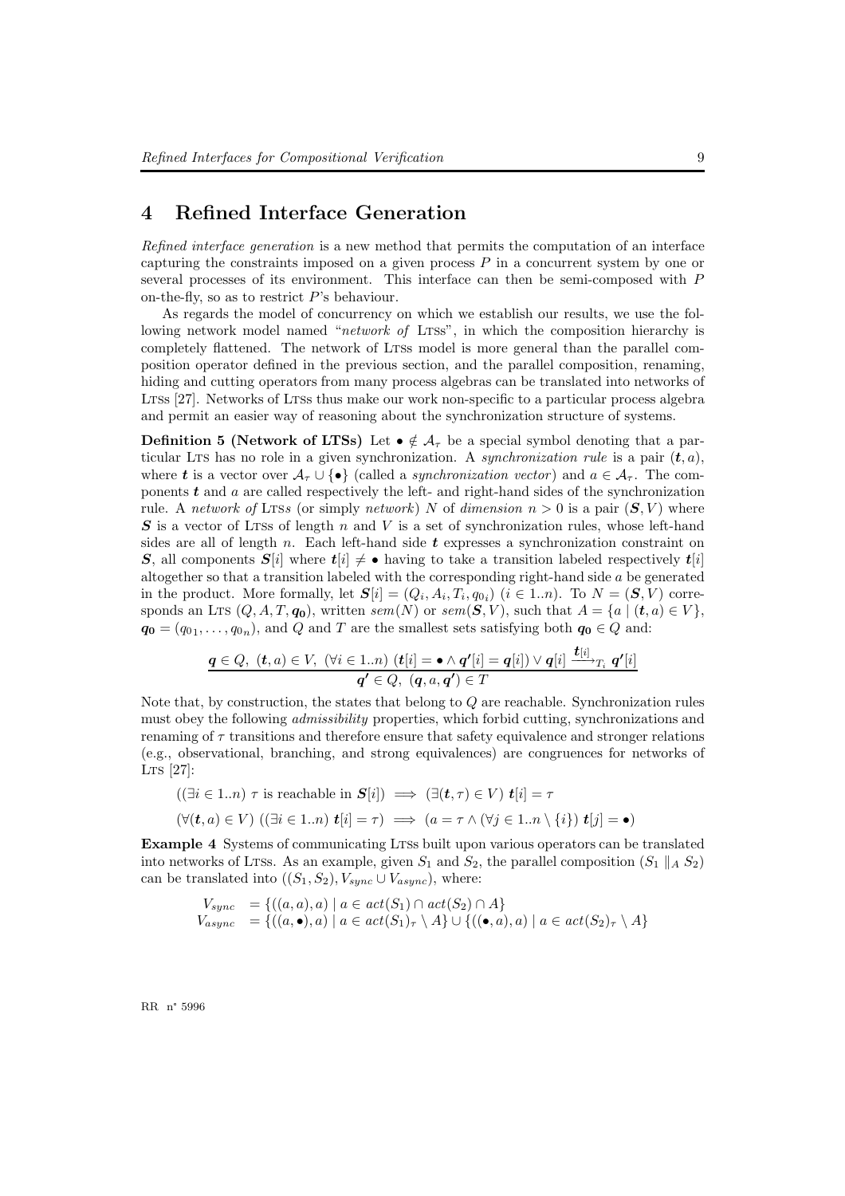## 4 Refined Interface Generation

*Refined interface generation* is a new method that permits the computation of an interface capturing the constraints imposed on a given process $P$ in a concurrent system by one or several processes of its environment. This interface can then be semi-composed with $P$ on-the-fly, so as to restrict $P$'s behaviour.

As regards the model of concurrency on which we establish our results, we use the following network model named "*network of* LTSs", in which the composition hierarchy is completely flattened. The network of LTSs model is more general than the parallel composition operator defined in the previous section, and the parallel composition, renaming, hiding and cutting operators from many process algebras can be translated into networks of LTSs [27]. Networks of LTSs thus make our work non-specific to a particular process algebra and permit an easier way of reasoning about the synchronization structure of systems.

**Definition 5 (Network of LTSs)** Let $\bullet \notin \mathcal{A}_\tau$ be a special symbol denoting that a particular LTS has no role in a given synchronization. A *synchronization rule* is a pair $(\boldsymbol{t}, a)$, where $\boldsymbol{t}$ is a vector over $\mathcal{A}_\tau \cup \{\bullet\}$ (called a *synchronization vector*) and $a \in \mathcal{A}_\tau$. The components $\boldsymbol{t}$ and $a$ are called respectively the left- and right-hand sides of the synchronization rule. A *network of* LTSs (or simply *network*) $N$ of *dimension* $n > 0$ is a pair $(\boldsymbol{S}, V)$ where $\boldsymbol{S}$ is a vector of LTSs of length $n$ and $V$ is a set of synchronization rules, whose left-hand sides are all of length $n$. Each left-hand side $\boldsymbol{t}$ expresses a synchronization constraint on $\boldsymbol{S}$, all components $\boldsymbol{S}[i]$ where $\boldsymbol{t}[i] \neq \bullet$ having to take a transition labeled respectively $\boldsymbol{t}[i]$ altogether so that a transition labeled with the corresponding right-hand side $a$ be generated in the product. More formally, let $\boldsymbol{S}[i] = (Q_i, A_i, T_i, q_{0i})$ $(i \in 1..n)$. To $N = (\boldsymbol{S}, V)$ corresponds an LTS $(Q, A, T, \boldsymbol{q_0})$, written $sem(N)$ or $sem(\boldsymbol{S}, V)$, such that $A = \{a \mid (\boldsymbol{t}, a) \in V\}$, $\boldsymbol{q_0} = (q_{01}, \ldots, q_{0n})$, and $Q$ and $T$ are the smallest sets satisfying both $\boldsymbol{q_0} \in Q$ and:

$$\frac{\boldsymbol{q} \in Q,\ (\boldsymbol{t}, a) \in V,\ (\forall i \in 1..n)\ (\boldsymbol{t}[i] = \bullet \wedge \boldsymbol{q'}[i] = \boldsymbol{q}[i]) \vee \boldsymbol{q}[i] \xrightarrow{\boldsymbol{t}[i]}_{T_i} \boldsymbol{q'}[i]}{\boldsymbol{q'} \in Q,\ (\boldsymbol{q}, a, \boldsymbol{q'}) \in T}$$

Note that, by construction, the states that belong to $Q$ are reachable. Synchronization rules must obey the following *admissibility* properties, which forbid cutting, synchronizations and renaming of $\tau$ transitions and therefore ensure that safety equivalence and stronger relations (e.g., observational, branching, and strong equivalences) are congruences for networks of LTS [27]:

$$((\exists i \in 1..n)\ \tau \text{ is reachable in } \boldsymbol{S}[i]) \implies (\exists (\boldsymbol{t}, \tau) \in V)\ \boldsymbol{t}[i] = \tau$$

$$(\forall (\boldsymbol{t}, a) \in V)\ ((\exists i \in 1..n)\ \boldsymbol{t}[i] = \tau) \implies (a = \tau \wedge (\forall j \in 1..n \setminus \{i\})\ \boldsymbol{t}[j] = \bullet)$$

**Example 4** Systems of communicating LTSs built upon various operators can be translated into networks of LTSs. As an example, given $S_1$ and $S_2$, the parallel composition $(S_1 \parallel_A S_2)$ can be translated into $((S_1, S_2), V_{sync} \cup V_{async})$, where:

$$\begin{aligned} V_{sync} &= \{((a, a), a) \mid a \in act(S_1) \cap act(S_2) \cap A\} \\ V_{async} &= \{((a, \bullet), a) \mid a \in act(S_1)_\tau \setminus A\} \cup \{((\bullet, a), a) \mid a \in act(S_2)_\tau \setminus A\} \end{aligned}$$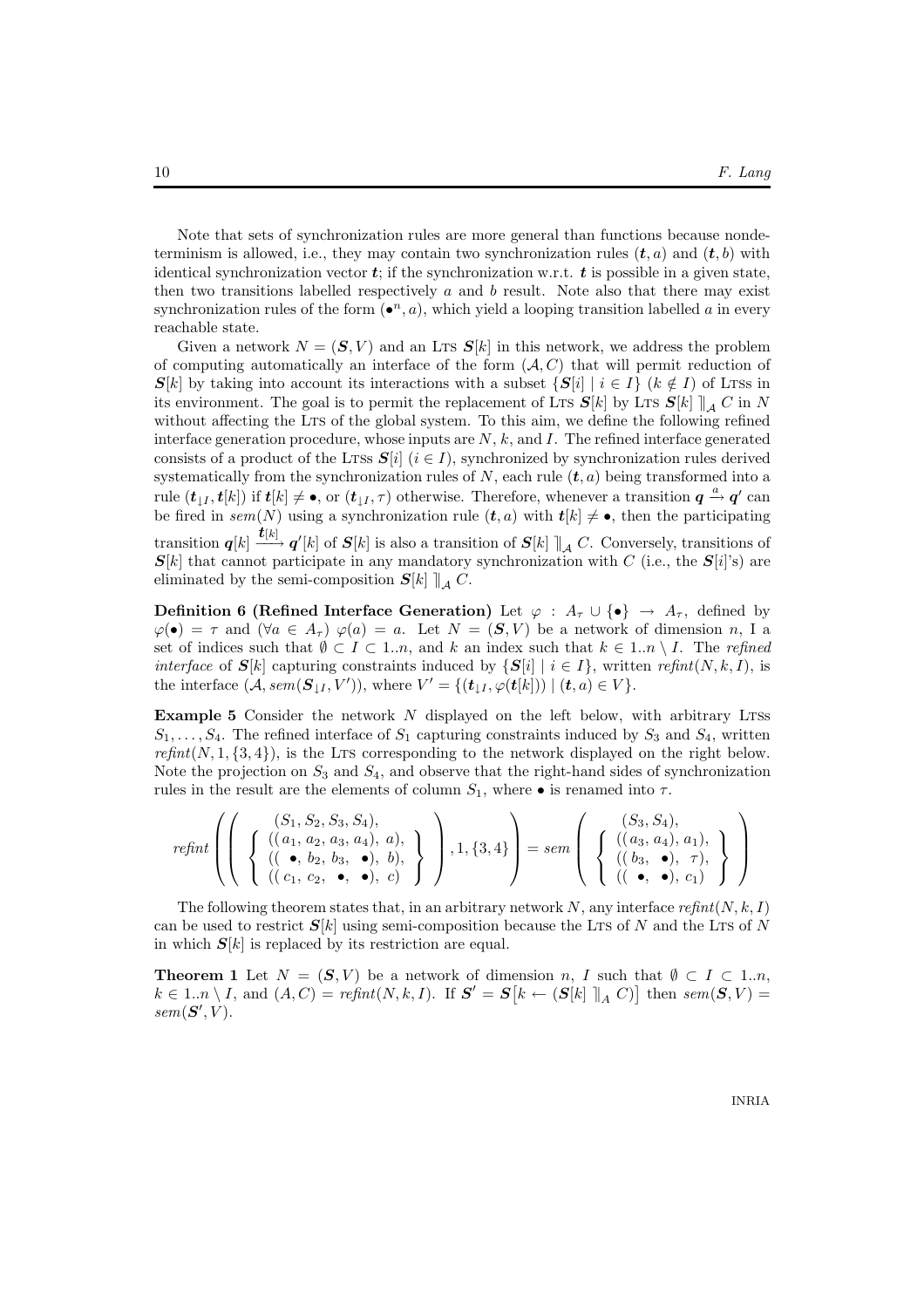Note that sets of synchronization rules are more general than functions because nondeterminism is allowed, i.e., they may contain two synchronization rules $(\boldsymbol{t}, a)$ and $(\boldsymbol{t}, b)$ with identical synchronization vector $\boldsymbol{t}$; if the synchronization w.r.t. $\boldsymbol{t}$ is possible in a given state, then two transitions labelled respectively $a$ and $b$ result. Note also that there may exist synchronization rules of the form $(\bullet^n, a)$, which yield a looping transition labelled $a$ in every reachable state.

Given a network $N = (\boldsymbol{S}, V)$ and an LTS $\boldsymbol{S}[k]$ in this network, we address the problem of computing automatically an interface of the form $(\mathcal{A}, C)$ that will permit reduction of $\boldsymbol{S}[k]$ by taking into account its interactions with a subset $\{\boldsymbol{S}[i] \mid i \in I\}$ $(k \notin I)$ of LTSs in its environment. The goal is to permit the replacement of LTS $\boldsymbol{S}[k]$ by LTS $\boldsymbol{S}[k] \rrbracket_{\mathcal{A}} C$ in $N$ without affecting the LTS of the global system. To this aim, we define the following refined interface generation procedure, whose inputs are $N$, $k$, and $I$. The refined interface generated consists of a product of the LTSs $\boldsymbol{S}[i]$ $(i \in I)$, synchronized by synchronization rules derived systematically from the synchronization rules of $N$, each rule $(\boldsymbol{t}, a)$ being transformed into a rule $(\boldsymbol{t}_{\downarrow I}, \boldsymbol{t}[k])$ if $\boldsymbol{t}[k] \neq \bullet$, or $(\boldsymbol{t}_{\downarrow I}, \tau)$ otherwise. Therefore, whenever a transition $\boldsymbol{q} \xrightarrow{a} \boldsymbol{q}'$ can be fired in $sem(N)$ using a synchronization rule $(\boldsymbol{t}, a)$ with $\boldsymbol{t}[k] \neq \bullet$, then the participating transition $\boldsymbol{q}[k] \xrightarrow{\boldsymbol{t}[k]} \boldsymbol{q}'[k]$ of $\boldsymbol{S}[k]$ is also a transition of $\boldsymbol{S}[k] \rrbracket_{\mathcal{A}} C$. Conversely, transitions of $\boldsymbol{S}[k]$ that cannot participate in any mandatory synchronization with $C$ (i.e., the $\boldsymbol{S}[i]$'s) are eliminated by the semi-composition $\boldsymbol{S}[k] \rrbracket_{\mathcal{A}} C$.

**Definition 6 (Refined Interface Generation)** Let $\varphi : A_\tau \cup \{\bullet\} \rightarrow A_\tau$, defined by $\varphi(\bullet) = \tau$ and $(\forall a \in A_\tau)\ \varphi(a) = a$. Let $N = (\boldsymbol{S}, V)$ be a network of dimension $n$, I a set of indices such that $\emptyset \subset I \subset 1..n$, and $k$ an index such that $k \in 1..n \setminus I$. The *refined interface* of $\boldsymbol{S}[k]$ capturing constraints induced by $\{\boldsymbol{S}[i] \mid i \in I\}$, written $\mathit{refint}(N, k, I)$, is the interface $(\mathcal{A}, sem(\boldsymbol{S}_{\downarrow I}, V'))$, where $V' = \{(\boldsymbol{t}_{\downarrow I}, \varphi(\boldsymbol{t}[k])) \mid (\boldsymbol{t}, a) \in V\}$.

**Example 5** Consider the network $N$ displayed on the left below, with arbitrary LTSs $S_1, \ldots, S_4$. The refined interface of $S_1$ capturing constraints induced by $S_3$ and $S_4$, written $\mathit{refint}(N, 1, \{3, 4\})$, is the LTS corresponding to the network displayed on the right below. Note the projection on $S_3$ and $S_4$, and observe that the right-hand sides of synchronization rules in the result are the elements of column $S_1$, where $\bullet$ is renamed into $\tau$.

$$\mathit{refint}\left(\left(\begin{array}{c}(S_1, S_2, S_3, S_4),\\ \left\{\begin{array}{l}((\,a_1,\ a_2,\ a_3,\ a_4),\ a),\\ ((\ \bullet,\ b_2,\ b_3,\ \bullet),\ b),\\ ((\,c_1,\ c_2,\ \bullet,\ \bullet),\ c)\end{array}\right\}\end{array}\right), 1, \{3,4\}\right) = sem\left(\begin{array}{c}(S_3, S_4),\\ \left\{\begin{array}{l}((\,a_3,\ a_4),\ a_1),\\ ((\,b_3,\ \bullet),\ \tau),\\ ((\ \bullet,\ \bullet),\ c_1)\end{array}\right\}\end{array}\right)$$

The following theorem states that, in an arbitrary network $N$, any interface $\mathit{refint}(N, k, I)$ can be used to restrict $\boldsymbol{S}[k]$ using semi-composition because the LTS of $N$ and the LTS of $N$ in which $\boldsymbol{S}[k]$ is replaced by its restriction are equal.

**Theorem 1** Let $N = (\boldsymbol{S}, V)$ be a network of dimension $n$, $I$ such that $\emptyset \subset I \subset 1..n$, $k \in 1..n \setminus I$, and $(A, C) = \mathit{refint}(N, k, I)$. If $\boldsymbol{S}' = \boldsymbol{S}\big[k \leftarrow (\boldsymbol{S}[k] \rrbracket_A C)\big]$ then $sem(\boldsymbol{S}, V) = sem(\boldsymbol{S}', V)$.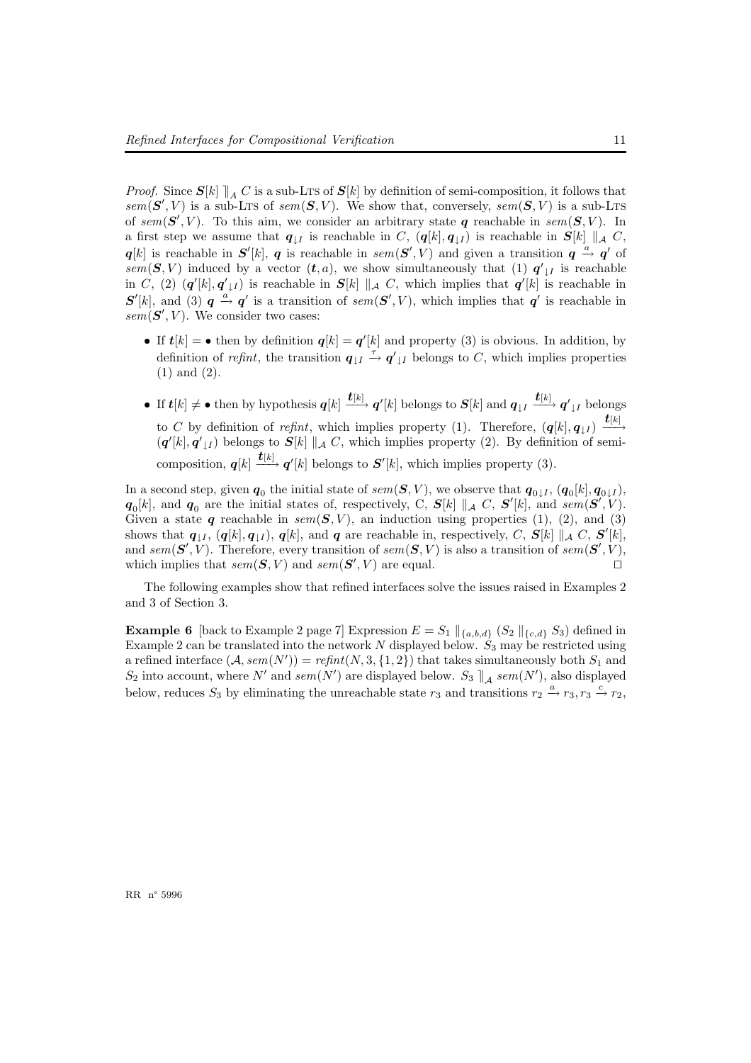*Proof.* Since $\boldsymbol{S}[k] \rrbracket_A C$ is a sub-LTS of $\boldsymbol{S}[k]$ by definition of semi-composition, it follows that $sem(\boldsymbol{S}', V)$ is a sub-LTS of $sem(\boldsymbol{S}, V)$. We show that, conversely, $sem(\boldsymbol{S}, V)$ is a sub-LTS of $sem(\boldsymbol{S}', V)$. To this aim, we consider an arbitrary state $\boldsymbol{q}$ reachable in $sem(\boldsymbol{S}, V)$. In a first step we assume that $\boldsymbol{q}_{\downarrow I}$ is reachable in $C$, $(\boldsymbol{q}[k], \boldsymbol{q}_{\downarrow I})$ is reachable in $\boldsymbol{S}[k] \parallel_{\mathcal{A}} C$, $\boldsymbol{q}[k]$ is reachable in $\boldsymbol{S}'[k]$, $\boldsymbol{q}$ is reachable in $sem(\boldsymbol{S}', V)$ and given a transition $\boldsymbol{q} \xrightarrow{a} \boldsymbol{q}'$ of $sem(\boldsymbol{S}, V)$ induced by a vector $(\boldsymbol{t}, a)$, we show simultaneously that (1) $\boldsymbol{q}'_{\downarrow I}$ is reachable in $C$, (2) $(\boldsymbol{q}'[k], \boldsymbol{q}'_{\downarrow I})$ is reachable in $\boldsymbol{S}[k] \parallel_{\mathcal{A}} C$, which implies that $\boldsymbol{q}'[k]$ is reachable in $\boldsymbol{S}'[k]$, and (3) $\boldsymbol{q} \xrightarrow{a} \boldsymbol{q}'$ is a transition of $sem(\boldsymbol{S}', V)$, which implies that $\boldsymbol{q}'$ is reachable in $sem(\boldsymbol{S}', V)$. We consider two cases:

- If $\boldsymbol{t}[k] = \bullet$ then by definition $\boldsymbol{q}[k] = \boldsymbol{q}'[k]$ and property (3) is obvious. In addition, by definition of *refint*, the transition $\boldsymbol{q}_{\downarrow I} \xrightarrow{\tau} \boldsymbol{q}'_{\downarrow I}$ belongs to $C$, which implies properties (1) and (2).
- If $\boldsymbol{t}[k] \neq \bullet$ then by hypothesis $\boldsymbol{q}[k] \xrightarrow{\boldsymbol{t}[k]} \boldsymbol{q}'[k]$ belongs to $\boldsymbol{S}[k]$ and $\boldsymbol{q}_{\downarrow I} \xrightarrow{\boldsymbol{t}[k]} \boldsymbol{q}'_{\downarrow I}$ belongs to $C$ by definition of *refint*, which implies property (1). Therefore, $(\boldsymbol{q}[k], \boldsymbol{q}_{\downarrow I}) \xrightarrow{\boldsymbol{t}[k]} (\boldsymbol{q}'[k], \boldsymbol{q}'_{\downarrow I})$ belongs to $\boldsymbol{S}[k] \parallel_{\mathcal{A}} C$, which implies property (2). By definition of semi-composition, $\boldsymbol{q}[k] \xrightarrow{\boldsymbol{t}[k]} \boldsymbol{q}'[k]$ belongs to $\boldsymbol{S}'[k]$, which implies property (3).

In a second step, given $\boldsymbol{q}_0$ the initial state of $sem(\boldsymbol{S}, V)$, we observe that $\boldsymbol{q}_{0\downarrow I}$, $(\boldsymbol{q}_0[k], \boldsymbol{q}_{0\downarrow I})$, $\boldsymbol{q}_0[k]$, and $\boldsymbol{q}_0$ are the initial states of, respectively, C, $\boldsymbol{S}[k] \parallel_{\mathcal{A}} C$, $\boldsymbol{S}'[k]$, and $sem(\boldsymbol{S}', V)$. Given a state $\boldsymbol{q}$ reachable in $sem(\boldsymbol{S}, V)$, an induction using properties (1), (2), and (3) shows that $\boldsymbol{q}_{\downarrow I}$, $(\boldsymbol{q}[k], \boldsymbol{q}_{\downarrow I})$, $\boldsymbol{q}[k]$, and $\boldsymbol{q}$ are reachable in, respectively, $C$, $\boldsymbol{S}[k] \parallel_{\mathcal{A}} C$, $\boldsymbol{S}'[k]$, and $sem(\boldsymbol{S}', V)$. Therefore, every transition of $sem(\boldsymbol{S}, V)$ is also a transition of $sem(\boldsymbol{S}', V)$, which implies that $sem(\boldsymbol{S}, V)$ and $sem(\boldsymbol{S}', V)$ are equal. ◻

The following examples show that refined interfaces solve the issues raised in Examples 2 and 3 of Section 3.

**Example 6** [back to Example 2 page 7] Expression $E = S_1 \parallel_{\{a,b,d\}} (S_2 \parallel_{\{c,d\}} S_3)$ defined in Example 2 can be translated into the network $N$ displayed below. $S_3$ may be restricted using a refined interface $(\mathcal{A}, sem(N')) = refint(N, 3, \{1, 2\})$ that takes simultaneously both $S_1$ and $S_2$ into account, where $N'$ and $sem(N')$ are displayed below. $S_3 \rrbracket_{\mathcal{A}} sem(N')$, also displayed below, reduces $S_3$ by eliminating the unreachable state $r_3$ and transitions $r_2 \xrightarrow{a} r_3, r_3 \xrightarrow{c} r_2$,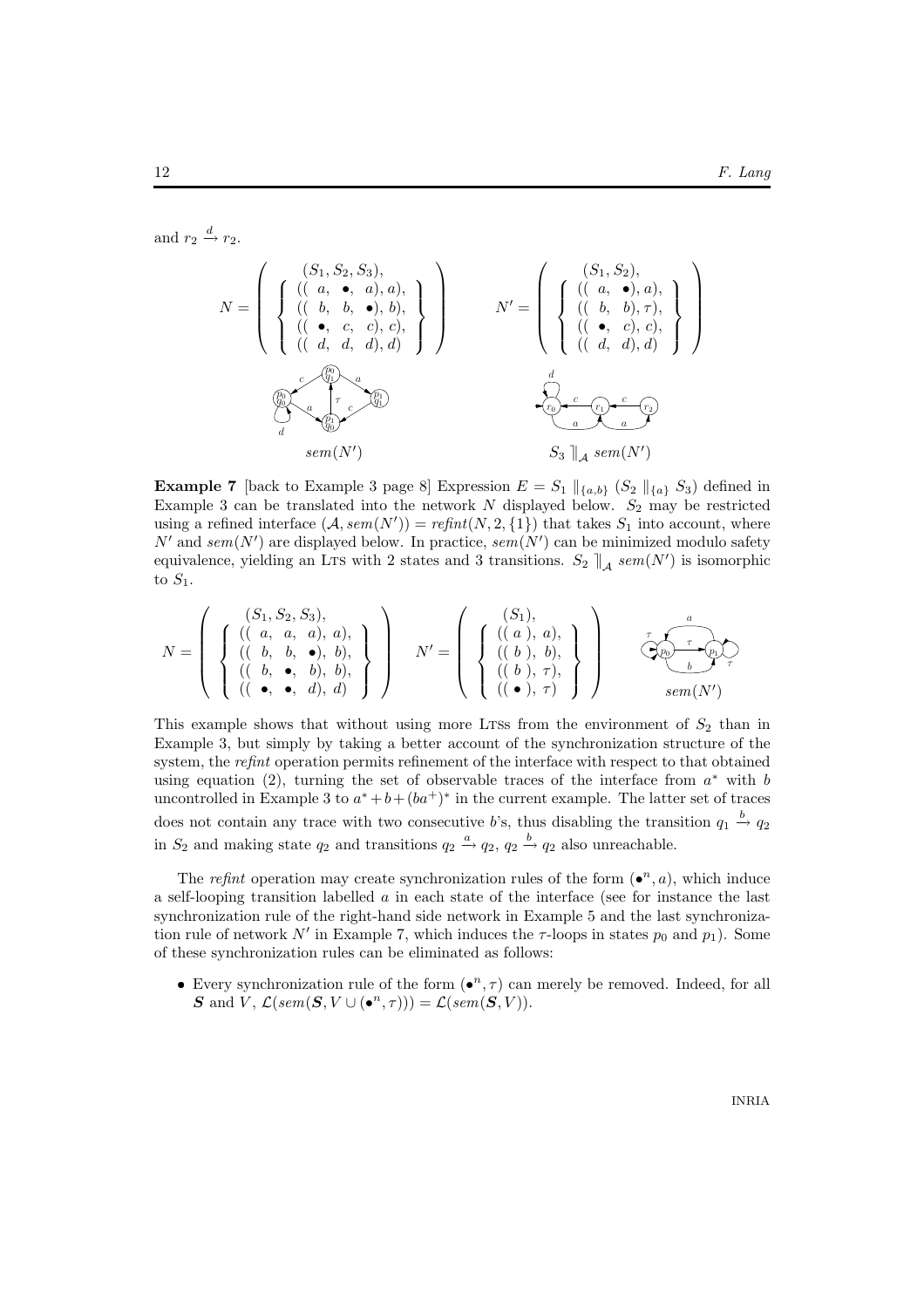and $r_2 \xrightarrow{d} r_2$.

$$N = \left( \begin{array}{c} (S_1, S_2, S_3), \\ \left\{ \begin{array}{l} ((\ a,\ \bullet,\ a), a), \\ ((\ b,\ b,\ \bullet), b), \\ ((\ \bullet,\ c,\ c), c), \\ ((\ d,\ d,\ d), d) \end{array} \right\} \end{array} \right) \qquad N' = \left( \begin{array}{c} (S_1, S_2), \\ \left\{ \begin{array}{l} ((\ a,\ \bullet), a), \\ ((\ b,\ b), \tau), \\ ((\ \bullet,\ c), c), \\ ((\ d,\ d), d) \end{array} \right\} \end{array} \right)$$

$sem(N')$ $\qquad$ $S_3 \mathbin{]\!|}_{\mathcal{A}} sem(N')$

**Example 7** [back to Example 3 page 8] Expression $E = S_1 \parallel_{\{a,b\}} (S_2 \parallel_{\{a\}} S_3)$ defined in Example 3 can be translated into the network $N$ displayed below. $S_2$ may be restricted using a refined interface $(\mathcal{A}, sem(N')) = \mathit{refint}(N, 2, \{1\})$ that takes $S_1$ into account, where $N'$ and $sem(N')$ are displayed below. In practice, $sem(N')$ can be minimized modulo safety equivalence, yielding an LTS with 2 states and 3 transitions. $S_2 \mathbin{]\!|}_{\mathcal{A}} sem(N')$ is isomorphic to $S_1$.

$$N = \left( \begin{array}{c} (S_1, S_2, S_3), \\ \left\{ \begin{array}{l} ((\ a,\ a,\ a), a), \\ ((\ b,\ b,\ \bullet), b), \\ ((\ b,\ \bullet,\ b), b), \\ ((\ \bullet,\ \bullet,\ d), d) \end{array} \right\} \end{array} \right) \quad N' = \left( \begin{array}{c} (S_1), \\ \left\{ \begin{array}{l} ((\ a\ ), a), \\ ((\ b\ ), b), \\ ((\ b\ ), \tau), \\ ((\ \bullet\ ), \tau) \end{array} \right\} \end{array} \right)$$

$sem(N')$

This example shows that without using more LTSs from the environment of $S_2$ than in Example 3, but simply by taking a better account of the synchronization structure of the system, the *refint* operation permits refinement of the interface with respect to that obtained using equation (2), turning the set of observable traces of the interface from $a^*$ with $b$ uncontrolled in Example 3 to $a^* + b + (ba^+)^*$ in the current example. The latter set of traces does not contain any trace with two consecutive $b$'s, thus disabling the transition $q_1 \xrightarrow{b} q_2$ in $S_2$ and making state $q_2$ and transitions $q_2 \xrightarrow{a} q_2$, $q_2 \xrightarrow{b} q_2$ also unreachable.

The *refint* operation may create synchronization rules of the form $(\bullet^n, a)$, which induce a self-looping transition labelled $a$ in each state of the interface (see for instance the last synchronization rule of the right-hand side network in Example 5 and the last synchronization rule of network $N'$ in Example 7, which induces the $\tau$-loops in states $p_0$ and $p_1$). Some of these synchronization rules can be eliminated as follows:

- Every synchronization rule of the form $(\bullet^n, \tau)$ can merely be removed. Indeed, for all $\boldsymbol{S}$ and $V$, $\mathcal{L}(sem(\boldsymbol{S}, V \cup (\bullet^n, \tau))) = \mathcal{L}(sem(\boldsymbol{S}, V))$.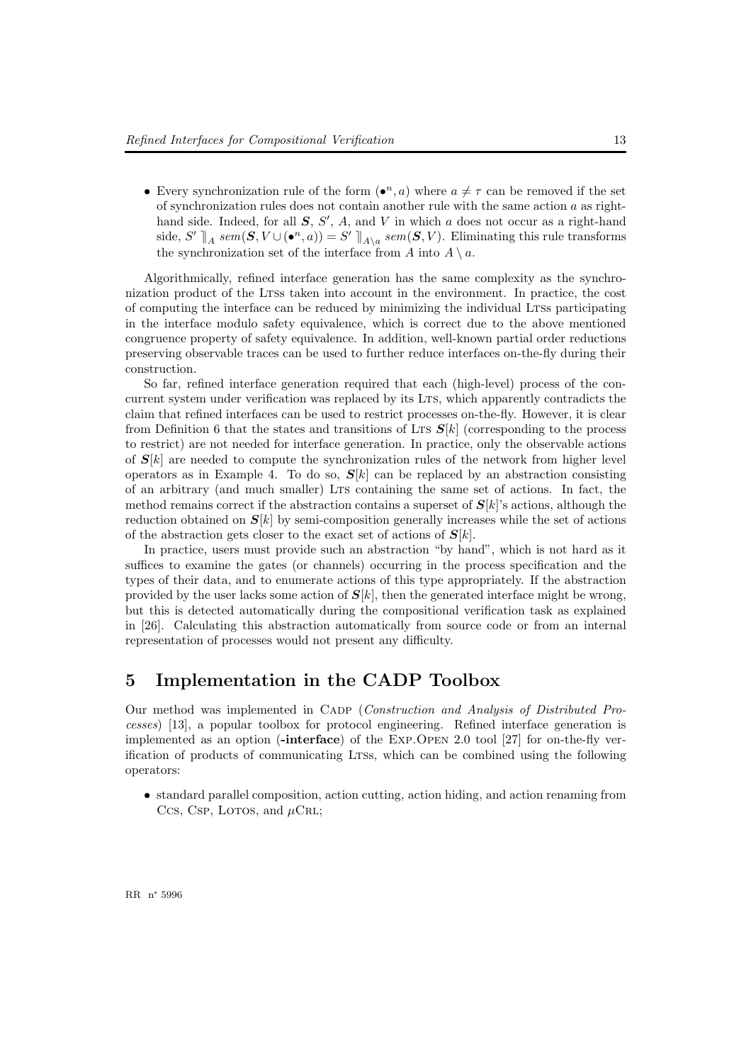- Every synchronization rule of the form $(\bullet^n, a)$ where $a \neq \tau$ can be removed if the set of synchronization rules does not contain another rule with the same action $a$ as right-hand side. Indeed, for all $\boldsymbol{S}$, $S'$, $A$, and $V$ in which $a$ does not occur as a right-hand side, $S' \,]\!|_A \; sem(\boldsymbol{S}, V \cup (\bullet^n, a)) = S' \,]\!|_{A \setminus a} \; sem(\boldsymbol{S}, V)$. Eliminating this rule transforms the synchronization set of the interface from $A$ into $A \setminus a$.

Algorithmically, refined interface generation has the same complexity as the synchronization product of the Ltss taken into account in the environment. In practice, the cost of computing the interface can be reduced by minimizing the individual Ltss participating in the interface modulo safety equivalence, which is correct due to the above mentioned congruence property of safety equivalence. In addition, well-known partial order reductions preserving observable traces can be used to further reduce interfaces on-the-fly during their construction.

So far, refined interface generation required that each (high-level) process of the concurrent system under verification was replaced by its Lts, which apparently contradicts the claim that refined interfaces can be used to restrict processes on-the-fly. However, it is clear from Definition 6 that the states and transitions of Lts $\boldsymbol{S}[k]$ (corresponding to the process to restrict) are not needed for interface generation. In practice, only the observable actions of $\boldsymbol{S}[k]$ are needed to compute the synchronization rules of the network from higher level operators as in Example 4. To do so, $\boldsymbol{S}[k]$ can be replaced by an abstraction consisting of an arbitrary (and much smaller) Lts containing the same set of actions. In fact, the method remains correct if the abstraction contains a superset of $\boldsymbol{S}[k]$'s actions, although the reduction obtained on $\boldsymbol{S}[k]$ by semi-composition generally increases while the set of actions of the abstraction gets closer to the exact set of actions of $\boldsymbol{S}[k]$.

In practice, users must provide such an abstraction "by hand", which is not hard as it suffices to examine the gates (or channels) occurring in the process specification and the types of their data, and to enumerate actions of this type appropriately. If the abstraction provided by the user lacks some action of $\boldsymbol{S}[k]$, then the generated interface might be wrong, but this is detected automatically during the compositional verification task as explained in [26]. Calculating this abstraction automatically from source code or from an internal representation of processes would not present any difficulty.

# 5 Implementation in the CADP Toolbox

Our method was implemented in Cadp (*Construction and Analysis of Distributed Processes*) [13], a popular toolbox for protocol engineering. Refined interface generation is implemented as an option (**-interface**) of the Exp.Open 2.0 tool [27] for on-the-fly verification of products of communicating Ltss, which can be combined using the following operators:

- standard parallel composition, action cutting, action hiding, and action renaming from Ccs, Csp, Lotos, and $\mu$Crl;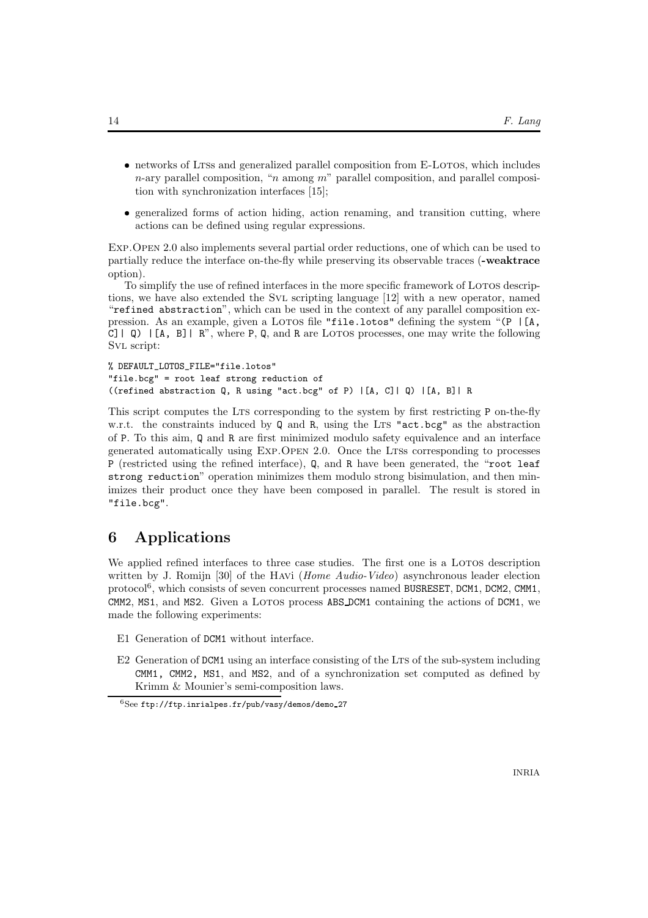- networks of LTSs and generalized parallel composition from E-LOTOS, which includes $n$-ary parallel composition, "$n$ among $m$" parallel composition, and parallel composition with synchronization interfaces [15];
- generalized forms of action hiding, action renaming, and transition cutting, where actions can be defined using regular expressions.

EXP.OPEN 2.0 also implements several partial order reductions, one of which can be used to partially reduce the interface on-the-fly while preserving its observable traces (**-weaktrace** option).

To simplify the use of refined interfaces in the more specific framework of LOTOS descriptions, we have also extended the SVL scripting language [12] with a new operator, named "`refined abstraction`", which can be used in the context of any parallel composition expression. As an example, given a LOTOS file `"file.lotos"` defining the system "`(P |[A, C]| Q) |[A, B]| R`", where `P`, `Q`, and `R` are LOTOS processes, one may write the following SVL script:

```
% DEFAULT_LOTOS_FILE="file.lotos"
"file.bcg" = root leaf strong reduction of
((refined abstraction Q, R using "act.bcg" of P) |[A, C]| Q) |[A, B]| R
```

This script computes the LTS corresponding to the system by first restricting `P` on-the-fly w.r.t. the constraints induced by `Q` and `R`, using the LTS `"act.bcg"` as the abstraction of `P`. To this aim, `Q` and `R` are first minimized modulo safety equivalence and an interface generated automatically using EXP.OPEN 2.0. Once the LTSs corresponding to processes `P` (restricted using the refined interface), `Q`, and `R` have been generated, the "`root leaf strong reduction`" operation minimizes them modulo strong bisimulation, and then minimizes their product once they have been composed in parallel. The result is stored in `"file.bcg"`.

## 6 Applications

We applied refined interfaces to three case studies. The first one is a LOTOS description written by J. Romijn [30] of the HAVi (*Home Audio-Video*) asynchronous leader election protocol[6], which consists of seven concurrent processes named `BUSRESET`, `DCM1`, `DCM2`, `CMM1`, `CMM2`, `MS1`, and `MS2`. Given a LOTOS process `ABS_DCM1` containing the actions of `DCM1`, we made the following experiments:

- E1 Generation of `DCM1` without interface.
- E2 Generation of `DCM1` using an interface consisting of the LTS of the sub-system including `CMM1, CMM2, MS1`, and `MS2`, and of a synchronization set computed as defined by Krimm & Mounier's semi-composition laws.

[6] See `ftp://ftp.inrialpes.fr/pub/vasy/demos/demo_27`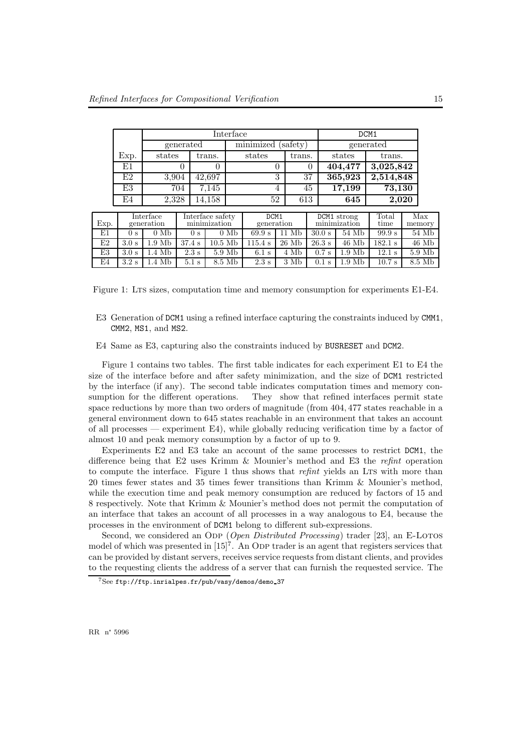| Exp. | Interface | | | | DCM1 | |
|---|---|---|---|---|---|---|
| | generated | | minimized (safety) | | generated | |
| | states | trans. | states | trans. | states | trans. |
| E1 | 0 | 0 | 0 | 0 | **404,477** | **3,025,842** |
| E2 | 3,904 | 42,697 | 3 | 37 | **365,923** | **2,514,848** |
| E3 | 704 | 7,145 | 4 | 45 | **17,199** | **73,130** |
| E4 | 2,328 | 14,158 | 52 | 613 | **645** | **2,020** |

| Exp. | Interface generation | | Interface safety minimization | | DCM1 generation | | DCM1 strong minimization | | Total time | Max memory |
|---|---|---|---|---|---|---|---|---|---|---|
| E1 | 0 s | 0 Mb | 0 s | 0 Mb | 69.9 s | 11 Mb | 30.0 s | 54 Mb | 99.9 s | 54 Mb |
| E2 | 3.0 s | 1.9 Mb | 37.4 s | 10.5 Mb | 115.4 s | 26 Mb | 26.3 s | 46 Mb | 182.1 s | 46 Mb |
| E3 | 3.0 s | 1.4 Mb | 2.3 s | 5.9 Mb | 6.1 s | 4 Mb | 0.7 s | 1.9 Mb | 12.1 s | 5.9 Mb |
| E4 | 3.2 s | 1.4 Mb | 5.1 s | 8.5 Mb | 2.3 s | 3 Mb | 0.1 s | 1.9 Mb | 10.7 s | 8.5 Mb |

Figure 1: LTS sizes, computation time and memory consumption for experiments E1-E4.

- E3 Generation of `DCM1` using a refined interface capturing the constraints induced by `CMM1`, `CMM2`, `MS1`, and `MS2`.
- E4 Same as E3, capturing also the constraints induced by `BUSRESET` and `DCM2`.

Figure 1 contains two tables. The first table indicates for each experiment E1 to E4 the size of the interface before and after safety minimization, and the size of `DCM1` restricted by the interface (if any). The second table indicates computation times and memory consumption for the different operations. They show that refined interfaces permit state space reductions by more than two orders of magnitude (from 404,477 states reachable in a general environment down to 645 states reachable in an environment that takes an account of all processes — experiment E4), while globally reducing verification time by a factor of almost 10 and peak memory consumption by a factor of up to 9.

Experiments E2 and E3 take an account of the same processes to restrict `DCM1`, the difference being that E2 uses Krimm & Mounier's method and E3 the *refint* operation to compute the interface. Figure 1 thus shows that *refint* yields an LTS with more than 20 times fewer states and 35 times fewer transitions than Krimm & Mounier's method, while the execution time and peak memory consumption are reduced by factors of 15 and 8 respectively. Note that Krimm & Mounier's method does not permit the computation of an interface that takes an account of all processes in a way analogous to E4, because the processes in the environment of `DCM1` belong to different sub-expressions.

Second, we considered an ODP (*Open Distributed Processing*) trader [23], an E-LOTOS model of which was presented in [15][7]. An ODP trader is an agent that registers services that can be provided by distant servers, receives service requests from distant clients, and provides to the requesting clients the address of a server that can furnish the requested service. The

[7] See `ftp://ftp.inrialpes.fr/pub/vasy/demos/demo_37`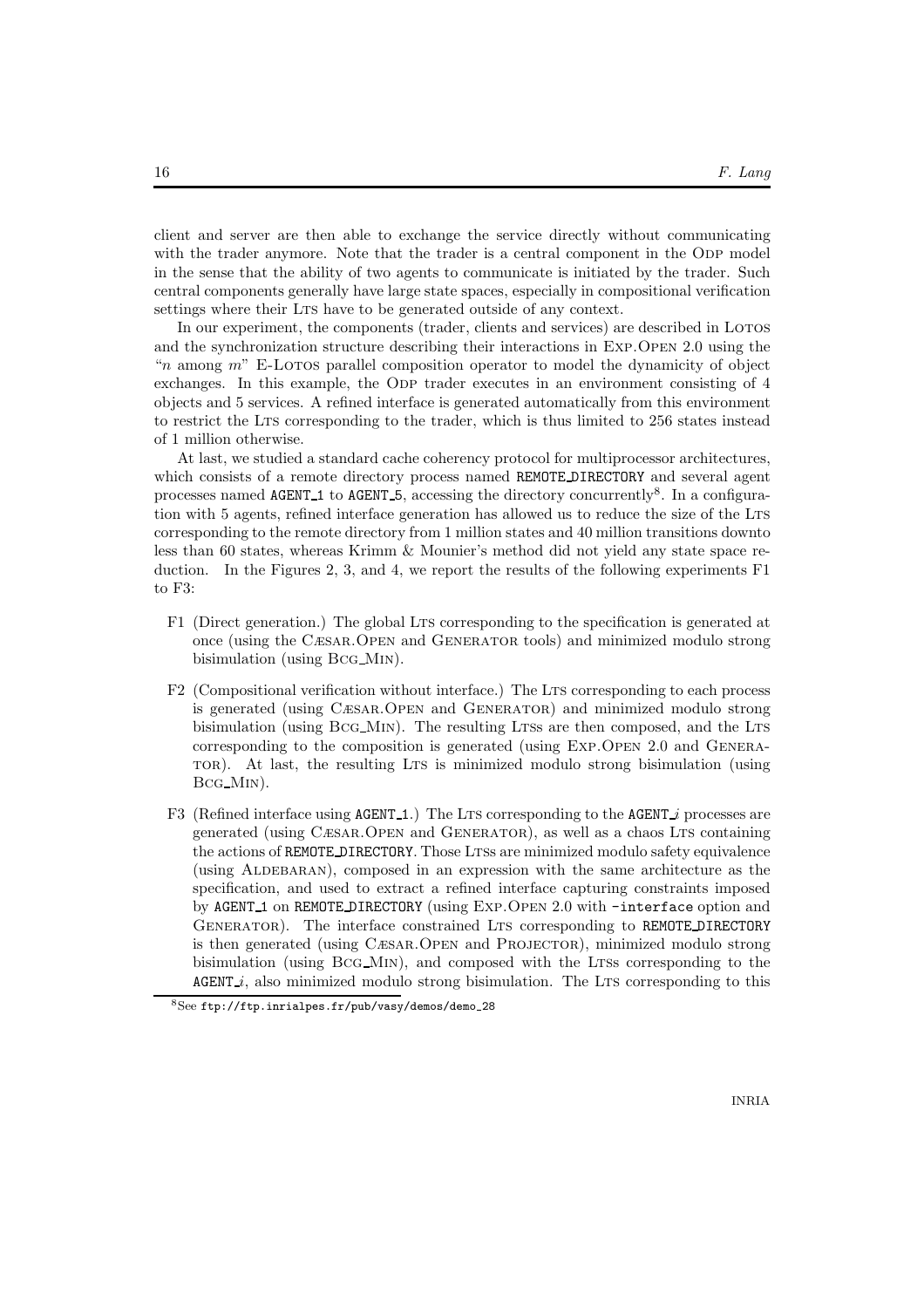client and server are then able to exchange the service directly without communicating with the trader anymore. Note that the trader is a central component in the ODP model in the sense that the ability of two agents to communicate is initiated by the trader. Such central components generally have large state spaces, especially in compositional verification settings where their LTS have to be generated outside of any context.

In our experiment, the components (trader, clients and services) are described in LOTOS and the synchronization structure describing their interactions in EXP.OPEN 2.0 using the "$n$ among $m$" E-LOTOS parallel composition operator to model the dynamicity of object exchanges. In this example, the ODP trader executes in an environment consisting of 4 objects and 5 services. A refined interface is generated automatically from this environment to restrict the LTS corresponding to the trader, which is thus limited to 256 states instead of 1 million otherwise.

At last, we studied a standard cache coherency protocol for multiprocessor architectures, which consists of a remote directory process named `REMOTE_DIRECTORY` and several agent processes named `AGENT_1` to `AGENT_5`, accessing the directory concurrently[8]. In a configuration with 5 agents, refined interface generation has allowed us to reduce the size of the LTS corresponding to the remote directory from 1 million states and 40 million transitions downto less than 60 states, whereas Krimm & Mounier's method did not yield any state space reduction. In the Figures 2, 3, and 4, we report the results of the following experiments F1 to F3:

- F1 (Direct generation.) The global LTS corresponding to the specification is generated at once (using the CÆSAR.OPEN and GENERATOR tools) and minimized modulo strong bisimulation (using BCG_MIN).
- F2 (Compositional verification without interface.) The LTS corresponding to each process is generated (using CÆSAR.OPEN and GENERATOR) and minimized modulo strong bisimulation (using BCG_MIN). The resulting LTSs are then composed, and the LTS corresponding to the composition is generated (using EXP.OPEN 2.0 and GENERATOR). At last, the resulting LTS is minimized modulo strong bisimulation (using BCG_MIN).
- F3 (Refined interface using `AGENT_1`.) The LTS corresponding to the `AGENT_`$i$ processes are generated (using CÆSAR.OPEN and GENERATOR), as well as a chaos LTS containing the actions of `REMOTE_DIRECTORY`. Those LTSs are minimized modulo safety equivalence (using ALDEBARAN), composed in an expression with the same architecture as the specification, and used to extract a refined interface capturing constraints imposed by `AGENT_1` on `REMOTE_DIRECTORY` (using EXP.OPEN 2.0 with `-interface` option and GENERATOR). The interface constrained LTS corresponding to `REMOTE_DIRECTORY` is then generated (using CÆSAR.OPEN and PROJECTOR), minimized modulo strong bisimulation (using BCG_MIN), and composed with the LTSs corresponding to the `AGENT_`$i$, also minimized modulo strong bisimulation. The LTS corresponding to this

[8] See `ftp://ftp.inrialpes.fr/pub/vasy/demos/demo_28`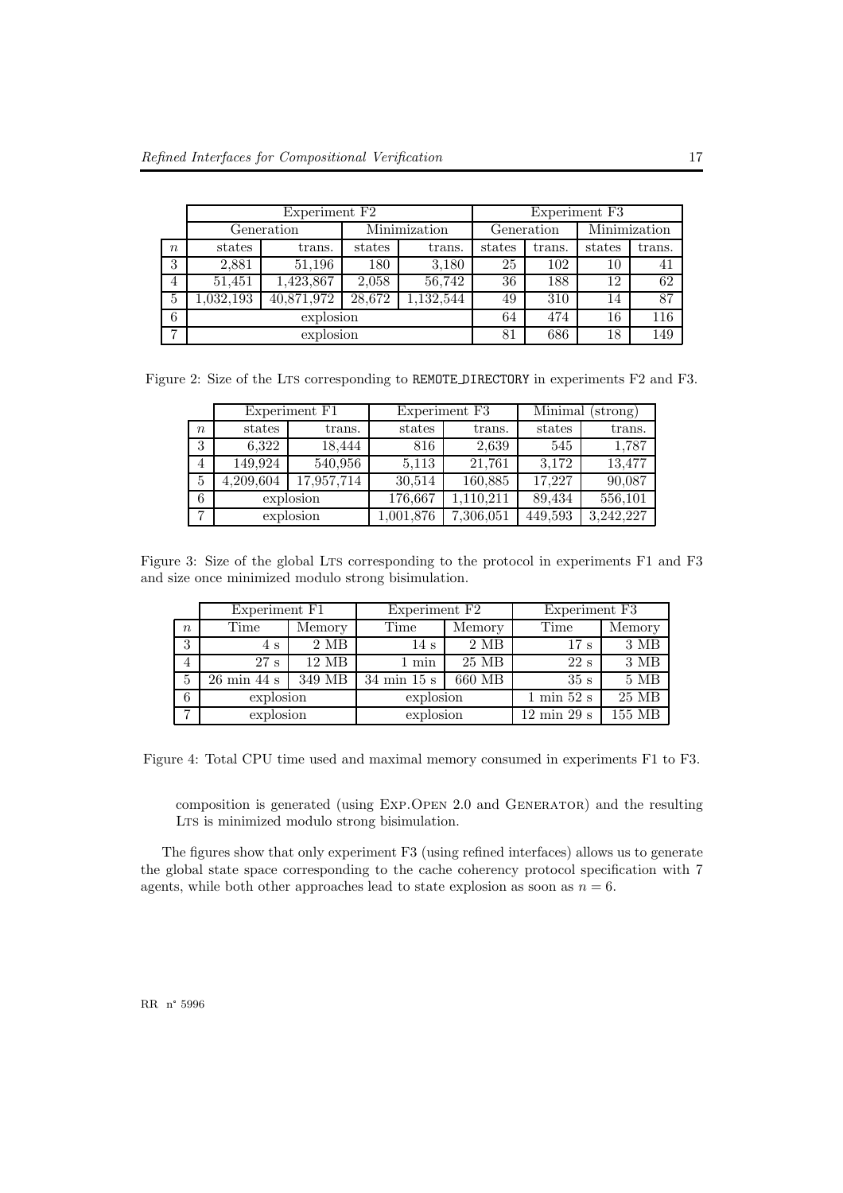| | Experiment F2 | | | | Experiment F3 | | | |
|---|---|---|---|---|---|---|---|---|
| | Generation | | Minimization | | Generation | | Minimization | |
| $n$ | states | trans. | states | trans. | states | trans. | states | trans. |
| 3 | 2,881 | 51,196 | 180 | 3,180 | 25 | 102 | 10 | 41 |
| 4 | 51,451 | 1,423,867 | 2,058 | 56,742 | 36 | 188 | 12 | 62 |
| 5 | 1,032,193 | 40,871,972 | 28,672 | 1,132,544 | 49 | 310 | 14 | 87 |
| 6 | explosion | | | | 64 | 474 | 16 | 116 |
| 7 | explosion | | | | 81 | 686 | 18 | 149 |

Figure 2: Size of the LTS corresponding to REMOTE_DIRECTORY in experiments F2 and F3.

| | Experiment F1 | | Experiment F3 | | Minimal (strong) | |
|---|---|---|---|---|---|---|
| $n$ | states | trans. | states | trans. | states | trans. |
| 3 | 6,322 | 18,444 | 816 | 2,639 | 545 | 1,787 |
| 4 | 149,924 | 540,956 | 5,113 | 21,761 | 3,172 | 13,477 |
| 5 | 4,209,604 | 17,957,714 | 30,514 | 160,885 | 17,227 | 90,087 |
| 6 | explosion | | 176,667 | 1,110,211 | 89,434 | 556,101 |
| 7 | explosion | | 1,001,876 | 7,306,051 | 449,593 | 3,242,227 |

Figure 3: Size of the global LTS corresponding to the protocol in experiments F1 and F3 and size once minimized modulo strong bisimulation.

| | Experiment F1 | | Experiment F2 | | Experiment F3 | |
|---|---|---|---|---|---|---|
| $n$ | Time | Memory | Time | Memory | Time | Memory |
| 3 | 4 s | 2 MB | 14 s | 2 MB | 17 s | 3 MB |
| 4 | 27 s | 12 MB | 1 min | 25 MB | 22 s | 3 MB |
| 5 | 26 min 44 s | 349 MB | 34 min 15 s | 660 MB | 35 s | 5 MB |
| 6 | explosion | | explosion | | 1 min 52 s | 25 MB |
| 7 | explosion | | explosion | | 12 min 29 s | 155 MB |

Figure 4: Total CPU time used and maximal memory consumed in experiments F1 to F3.

composition is generated (using EXP.OPEN 2.0 and GENERATOR) and the resulting LTS is minimized modulo strong bisimulation.

The figures show that only experiment F3 (using refined interfaces) allows us to generate the global state space corresponding to the cache coherency protocol specification with 7 agents, while both other approaches lead to state explosion as soon as $n = 6$.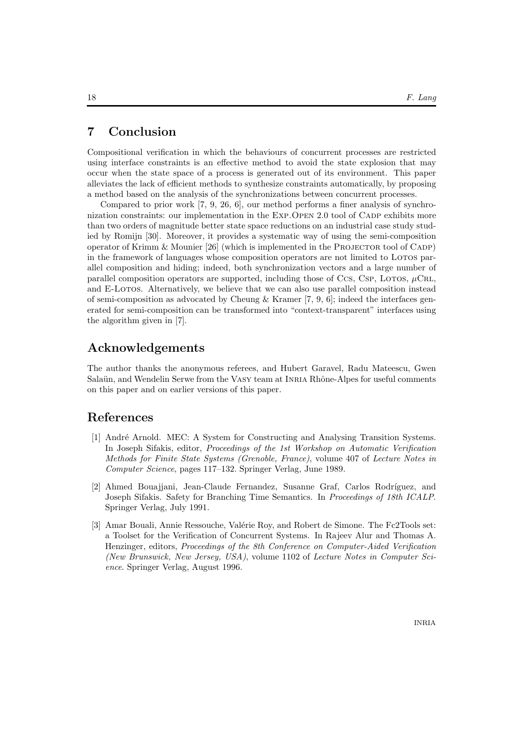# 7 Conclusion

Compositional verification in which the behaviours of concurrent processes are restricted using interface constraints is an effective method to avoid the state explosion that may occur when the state space of a process is generated out of its environment. This paper alleviates the lack of efficient methods to synthesize constraints automatically, by proposing a method based on the analysis of the synchronizations between concurrent processes.

Compared to prior work [7, 9, 26, 6], our method performs a finer analysis of synchronization constraints: our implementation in the Exp.Open 2.0 tool of Cadp exhibits more than two orders of magnitude better state space reductions on an industrial case study studied by Romijn [30]. Moreover, it provides a systematic way of using the semi-composition operator of Krimm & Mounier [26] (which is implemented in the Projector tool of Cadp) in the framework of languages whose composition operators are not limited to Lotos parallel composition and hiding; indeed, both synchronization vectors and a large number of parallel composition operators are supported, including those of Ccs, Csp, Lotos, $\mu$Crl, and E-Lotos. Alternatively, we believe that we can also use parallel composition instead of semi-composition as advocated by Cheung & Kramer [7, 9, 6]; indeed the interfaces generated for semi-composition can be transformed into "context-transparent" interfaces using the algorithm given in [7].

# Acknowledgements

The author thanks the anonymous referees, and Hubert Garavel, Radu Mateescu, Gwen Salaün, and Wendelin Serwe from the Vasy team at Inria Rhône-Alpes for useful comments on this paper and on earlier versions of this paper.

# References

[1] André Arnold. MEC: A System for Constructing and Analysing Transition Systems. In Joseph Sifakis, editor, *Proceedings of the 1st Workshop on Automatic Verification Methods for Finite State Systems (Grenoble, France)*, volume 407 of *Lecture Notes in Computer Science*, pages 117–132. Springer Verlag, June 1989.

[2] Ahmed Bouajjani, Jean-Claude Fernandez, Susanne Graf, Carlos Rodríguez, and Joseph Sifakis. Safety for Branching Time Semantics. In *Proceedings of 18th ICALP*. Springer Verlag, July 1991.

[3] Amar Bouali, Annie Ressouche, Valérie Roy, and Robert de Simone. The Fc2Tools set: a Toolset for the Verification of Concurrent Systems. In Rajeev Alur and Thomas A. Henzinger, editors, *Proceedings of the 8th Conference on Computer-Aided Verification (New Brunswick, New Jersey, USA)*, volume 1102 of *Lecture Notes in Computer Science*. Springer Verlag, August 1996.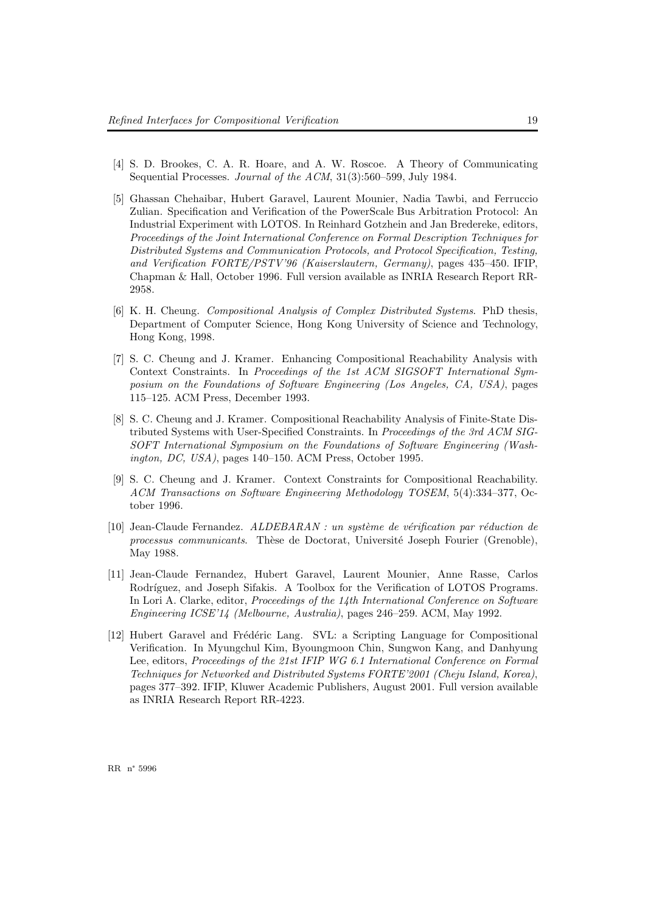[4] S. D. Brookes, C. A. R. Hoare, and A. W. Roscoe. A Theory of Communicating Sequential Processes. *Journal of the ACM*, 31(3):560–599, July 1984.

[5] Ghassan Chehaibar, Hubert Garavel, Laurent Mounier, Nadia Tawbi, and Ferruccio Zulian. Specification and Verification of the PowerScale Bus Arbitration Protocol: An Industrial Experiment with LOTOS. In Reinhard Gotzhein and Jan Bredereke, editors, *Proceedings of the Joint International Conference on Formal Description Techniques for Distributed Systems and Communication Protocols, and Protocol Specification, Testing, and Verification FORTE/PSTV'96 (Kaiserslautern, Germany)*, pages 435–450. IFIP, Chapman & Hall, October 1996. Full version available as INRIA Research Report RR-2958.

[6] K. H. Cheung. *Compositional Analysis of Complex Distributed Systems*. PhD thesis, Department of Computer Science, Hong Kong University of Science and Technology, Hong Kong, 1998.

[7] S. C. Cheung and J. Kramer. Enhancing Compositional Reachability Analysis with Context Constraints. In *Proceedings of the 1st ACM SIGSOFT International Symposium on the Foundations of Software Engineering (Los Angeles, CA, USA)*, pages 115–125. ACM Press, December 1993.

[8] S. C. Cheung and J. Kramer. Compositional Reachability Analysis of Finite-State Distributed Systems with User-Specified Constraints. In *Proceedings of the 3rd ACM SIGSOFT International Symposium on the Foundations of Software Engineering (Washington, DC, USA)*, pages 140–150. ACM Press, October 1995.

[9] S. C. Cheung and J. Kramer. Context Constraints for Compositional Reachability. *ACM Transactions on Software Engineering Methodology TOSEM*, 5(4):334–377, October 1996.

[10] Jean-Claude Fernandez. *ALDEBARAN : un système de vérification par réduction de processus communicants*. Thèse de Doctorat, Université Joseph Fourier (Grenoble), May 1988.

[11] Jean-Claude Fernandez, Hubert Garavel, Laurent Mounier, Anne Rasse, Carlos Rodríguez, and Joseph Sifakis. A Toolbox for the Verification of LOTOS Programs. In Lori A. Clarke, editor, *Proceedings of the 14th International Conference on Software Engineering ICSE'14 (Melbourne, Australia)*, pages 246–259. ACM, May 1992.

[12] Hubert Garavel and Frédéric Lang. SVL: a Scripting Language for Compositional Verification. In Myungchul Kim, Byoungmoon Chin, Sungwon Kang, and Danhyung Lee, editors, *Proceedings of the 21st IFIP WG 6.1 International Conference on Formal Techniques for Networked and Distributed Systems FORTE'2001 (Cheju Island, Korea)*, pages 377–392. IFIP, Kluwer Academic Publishers, August 2001. Full version available as INRIA Research Report RR-4223.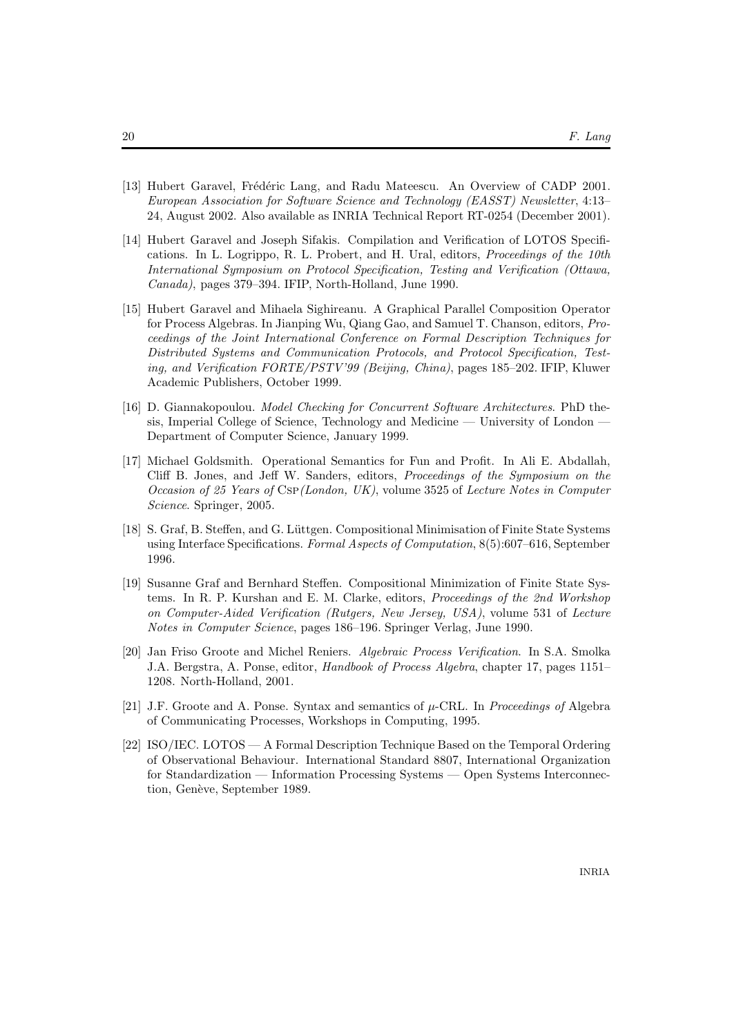[13] Hubert Garavel, Frédéric Lang, and Radu Mateescu. An Overview of CADP 2001. *European Association for Software Science and Technology (EASST) Newsletter*, 4:13–24, August 2002. Also available as INRIA Technical Report RT-0254 (December 2001).

[14] Hubert Garavel and Joseph Sifakis. Compilation and Verification of LOTOS Specifications. In L. Logrippo, R. L. Probert, and H. Ural, editors, *Proceedings of the 10th International Symposium on Protocol Specification, Testing and Verification (Ottawa, Canada)*, pages 379–394. IFIP, North-Holland, June 1990.

[15] Hubert Garavel and Mihaela Sighireanu. A Graphical Parallel Composition Operator for Process Algebras. In Jianping Wu, Qiang Gao, and Samuel T. Chanson, editors, *Proceedings of the Joint International Conference on Formal Description Techniques for Distributed Systems and Communication Protocols, and Protocol Specification, Testing, and Verification FORTE/PSTV'99 (Beijing, China)*, pages 185–202. IFIP, Kluwer Academic Publishers, October 1999.

[16] D. Giannakopoulou. *Model Checking for Concurrent Software Architectures*. PhD thesis, Imperial College of Science, Technology and Medicine — University of London — Department of Computer Science, January 1999.

[17] Michael Goldsmith. Operational Semantics for Fun and Profit. In Ali E. Abdallah, Cliff B. Jones, and Jeff W. Sanders, editors, *Proceedings of the Symposium on the Occasion of 25 Years of* CSP *(London, UK)*, volume 3525 of *Lecture Notes in Computer Science*. Springer, 2005.

[18] S. Graf, B. Steffen, and G. Lüttgen. Compositional Minimisation of Finite State Systems using Interface Specifications. *Formal Aspects of Computation*, 8(5):607–616, September 1996.

[19] Susanne Graf and Bernhard Steffen. Compositional Minimization of Finite State Systems. In R. P. Kurshan and E. M. Clarke, editors, *Proceedings of the 2nd Workshop on Computer-Aided Verification (Rutgers, New Jersey, USA)*, volume 531 of *Lecture Notes in Computer Science*, pages 186–196. Springer Verlag, June 1990.

[20] Jan Friso Groote and Michel Reniers. *Algebraic Process Verification*. In S.A. Smolka J.A. Bergstra, A. Ponse, editor, *Handbook of Process Algebra*, chapter 17, pages 1151–1208. North-Holland, 2001.

[21] J.F. Groote and A. Ponse. Syntax and semantics of $\mu$-CRL. In *Proceedings of* Algebra of Communicating Processes, Workshops in Computing, 1995.

[22] ISO/IEC. LOTOS — A Formal Description Technique Based on the Temporal Ordering of Observational Behaviour. International Standard 8807, International Organization for Standardization — Information Processing Systems — Open Systems Interconnection, Genève, September 1989.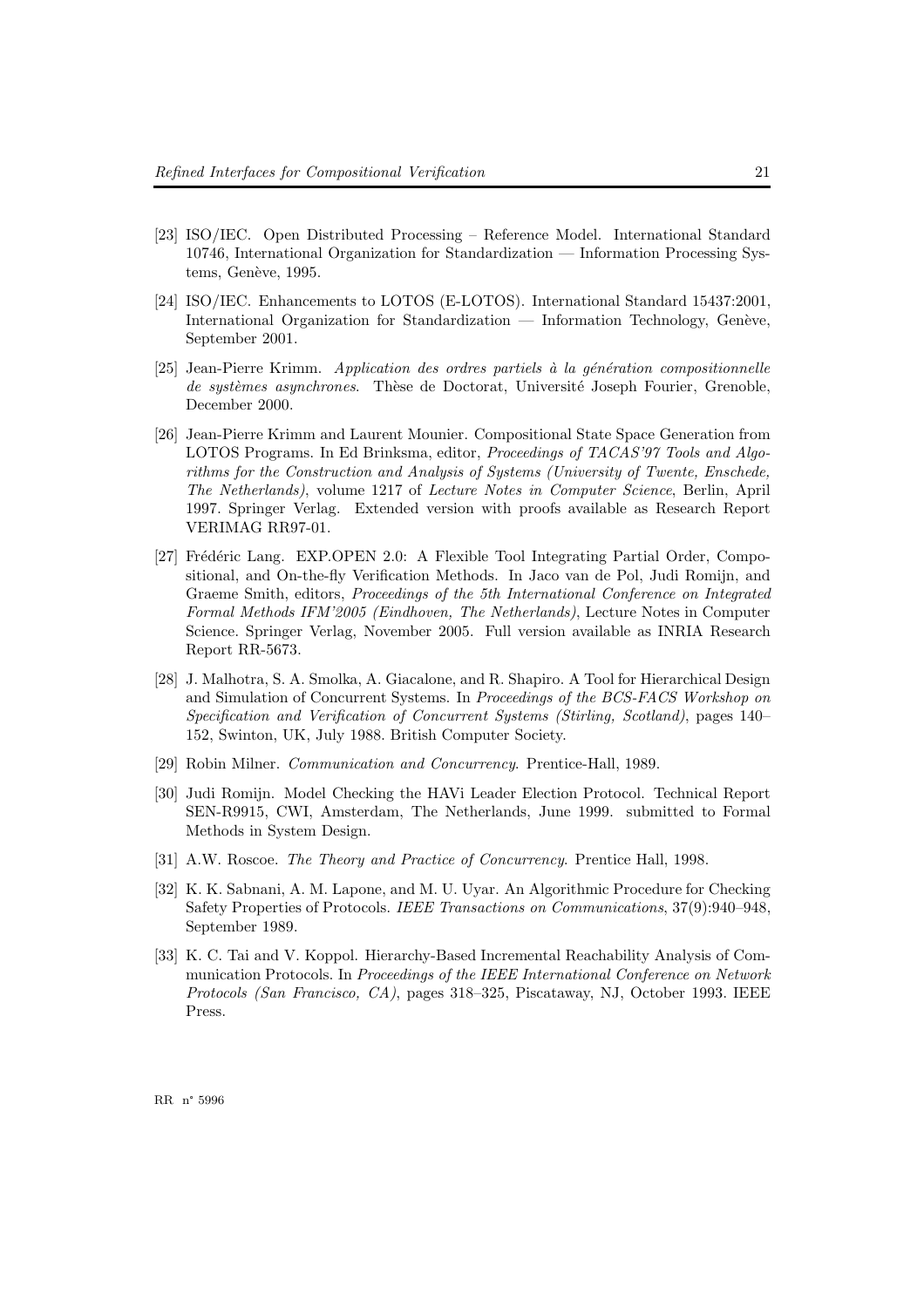[23] ISO/IEC. Open Distributed Processing – Reference Model. International Standard 10746, International Organization for Standardization — Information Processing Systems, Genève, 1995.

[24] ISO/IEC. Enhancements to LOTOS (E-LOTOS). International Standard 15437:2001, International Organization for Standardization — Information Technology, Genève, September 2001.

[25] Jean-Pierre Krimm. *Application des ordres partiels à la génération compositionnelle de systèmes asynchrones*. Thèse de Doctorat, Université Joseph Fourier, Grenoble, December 2000.

[26] Jean-Pierre Krimm and Laurent Mounier. Compositional State Space Generation from LOTOS Programs. In Ed Brinksma, editor, *Proceedings of TACAS'97 Tools and Algorithms for the Construction and Analysis of Systems (University of Twente, Enschede, The Netherlands)*, volume 1217 of *Lecture Notes in Computer Science*, Berlin, April 1997. Springer Verlag. Extended version with proofs available as Research Report VERIMAG RR97-01.

[27] Frédéric Lang. EXP.OPEN 2.0: A Flexible Tool Integrating Partial Order, Compositional, and On-the-fly Verification Methods. In Jaco van de Pol, Judi Romijn, and Graeme Smith, editors, *Proceedings of the 5th International Conference on Integrated Formal Methods IFM'2005 (Eindhoven, The Netherlands)*, Lecture Notes in Computer Science. Springer Verlag, November 2005. Full version available as INRIA Research Report RR-5673.

[28] J. Malhotra, S. A. Smolka, A. Giacalone, and R. Shapiro. A Tool for Hierarchical Design and Simulation of Concurrent Systems. In *Proceedings of the BCS-FACS Workshop on Specification and Verification of Concurrent Systems (Stirling, Scotland)*, pages 140–152, Swinton, UK, July 1988. British Computer Society.

[29] Robin Milner. *Communication and Concurrency*. Prentice-Hall, 1989.

[30] Judi Romijn. Model Checking the HAVi Leader Election Protocol. Technical Report SEN-R9915, CWI, Amsterdam, The Netherlands, June 1999. submitted to Formal Methods in System Design.

[31] A.W. Roscoe. *The Theory and Practice of Concurrency*. Prentice Hall, 1998.

[32] K. K. Sabnani, A. M. Lapone, and M. U. Uyar. An Algorithmic Procedure for Checking Safety Properties of Protocols. *IEEE Transactions on Communications*, 37(9):940–948, September 1989.

[33] K. C. Tai and V. Koppol. Hierarchy-Based Incremental Reachability Analysis of Communication Protocols. In *Proceedings of the IEEE International Conference on Network Protocols (San Francisco, CA)*, pages 318–325, Piscataway, NJ, October 1993. IEEE Press.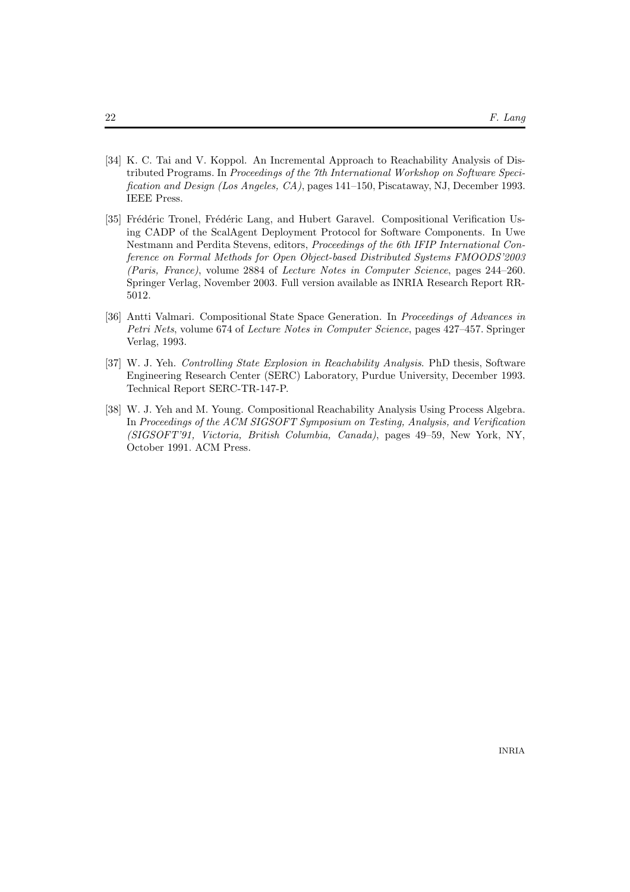[34] K. C. Tai and V. Koppol. An Incremental Approach to Reachability Analysis of Distributed Programs. In *Proceedings of the 7th International Workshop on Software Specification and Design (Los Angeles, CA)*, pages 141–150, Piscataway, NJ, December 1993. IEEE Press.

[35] Frédéric Tronel, Frédéric Lang, and Hubert Garavel. Compositional Verification Using CADP of the ScalAgent Deployment Protocol for Software Components. In Uwe Nestmann and Perdita Stevens, editors, *Proceedings of the 6th IFIP International Conference on Formal Methods for Open Object-based Distributed Systems FMOODS'2003 (Paris, France)*, volume 2884 of *Lecture Notes in Computer Science*, pages 244–260. Springer Verlag, November 2003. Full version available as INRIA Research Report RR-5012.

[36] Antti Valmari. Compositional State Space Generation. In *Proceedings of Advances in Petri Nets*, volume 674 of *Lecture Notes in Computer Science*, pages 427–457. Springer Verlag, 1993.

[37] W. J. Yeh. *Controlling State Explosion in Reachability Analysis*. PhD thesis, Software Engineering Research Center (SERC) Laboratory, Purdue University, December 1993. Technical Report SERC-TR-147-P.

[38] W. J. Yeh and M. Young. Compositional Reachability Analysis Using Process Algebra. In *Proceedings of the ACM SIGSOFT Symposium on Testing, Analysis, and Verification (SIGSOFT'91, Victoria, British Columbia, Canada)*, pages 49–59, New York, NY, October 1991. ACM Press.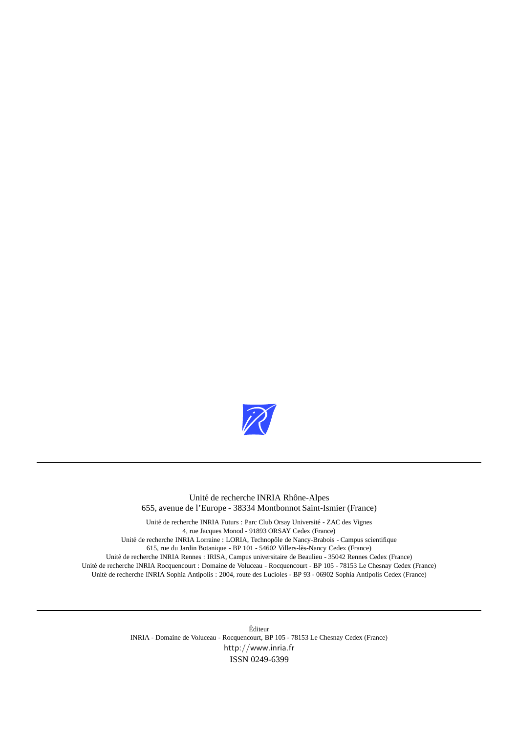Unité de recherche INRIA Rhône-Alpes
655, avenue de l'Europe - 38334 Montbonnot Saint-Ismier (France)

Unité de recherche INRIA Futurs : Parc Club Orsay Université - ZAC des Vignes
4, rue Jacques Monod - 91893 ORSAY Cedex (France)
Unité de recherche INRIA Lorraine : LORIA, Technopôle de Nancy-Brabois - Campus scientifique
615, rue du Jardin Botanique - BP 101 - 54602 Villers-lès-Nancy Cedex (France)
Unité de recherche INRIA Rennes : IRISA, Campus universitaire de Beaulieu - 35042 Rennes Cedex (France)
Unité de recherche INRIA Rocquencourt : Domaine de Voluceau - Rocquencourt - BP 105 - 78153 Le Chesnay Cedex (France)
Unité de recherche INRIA Sophia Antipolis : 2004, route des Lucioles - BP 93 - 06902 Sophia Antipolis Cedex (France)

Éditeur
INRIA - Domaine de Voluceau - Rocquencourt, BP 105 - 78153 Le Chesnay Cedex (France)
http://www.inria.fr
ISSN 0249-6399